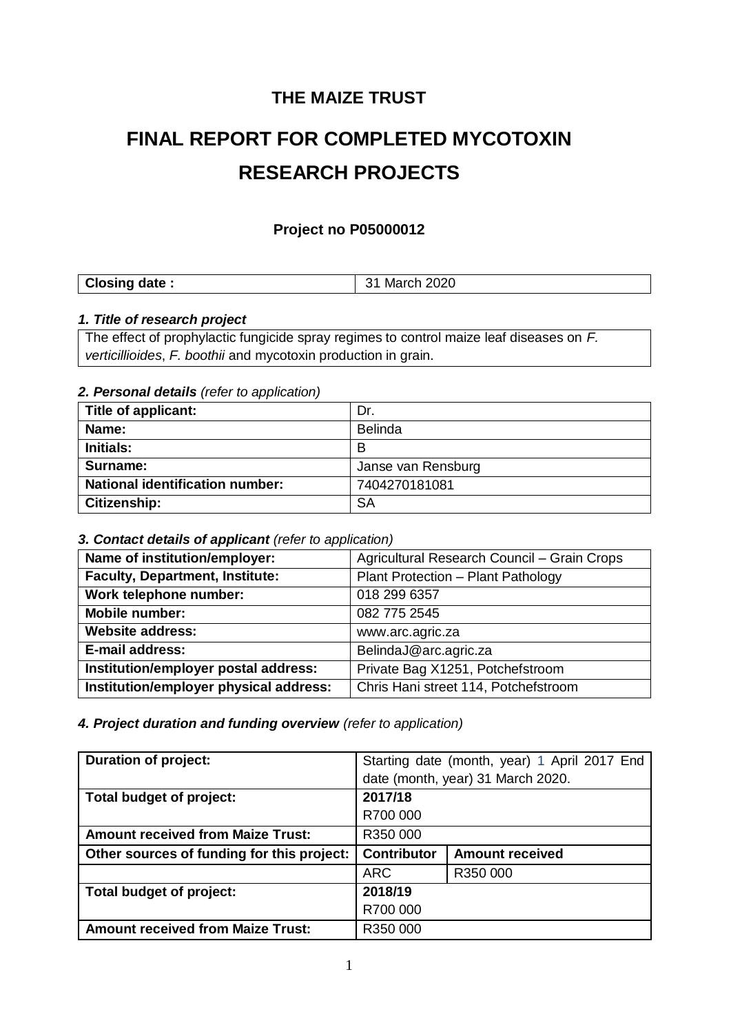# THE MAIZE TRUST

# FINAL REPORT FOR COMPLETED MYCOTOXIN RESEARCH PROJECTS

### Project no P05000012

| Closing date : | 31 March 2020 |
|---|---|

***1. Title of research project***

| The effect of prophylactic fungicide spray regimes to control maize leaf diseases on *F. verticillioides*, *F. boothii* and mycotoxin production in grain. |
|---|

***2. Personal details*** *(refer to application)*

| Title of applicant: | Dr. |
|---|---|
| **Name:** | Belinda |
| **Initials:** | B |
| **Surname:** | Janse van Rensburg |
| **National identification number:** | 7404270181081 |
| **Citizenship:** | SA |

***3. Contact details of applicant*** *(refer to application)*

| Name of institution/employer: | Agricultural Research Council – Grain Crops |
|---|---|
| **Faculty, Department, Institute:** | Plant Protection – Plant Pathology |
| **Work telephone number:** | 018 299 6357 |
| **Mobile number:** | 082 775 2545 |
| **Website address:** | www.arc.agric.za |
| **E-mail address:** | BelindaJ@arc.agric.za |
| **Institution/employer postal address:** | Private Bag X1251, Potchefstroom |
| **Institution/employer physical address:** | Chris Hani street 114, Potchefstroom |

***4. Project duration and funding overview*** *(refer to application)*

| Duration of project: | Starting date (month, year) 1 April 2017 End date (month, year) 31 March 2020. | |
|---|---|---|
| **Total budget of project:** | **2017/18** R700 000 | |
| **Amount received from Maize Trust:** | R350 000 | |
| **Other sources of funding for this project:** | **Contributor** | **Amount received** |
| | ARC | R350 000 |
| **Total budget of project:** | **2018/19** R700 000 | |
| **Amount received from Maize Trust:** | R350 000 | |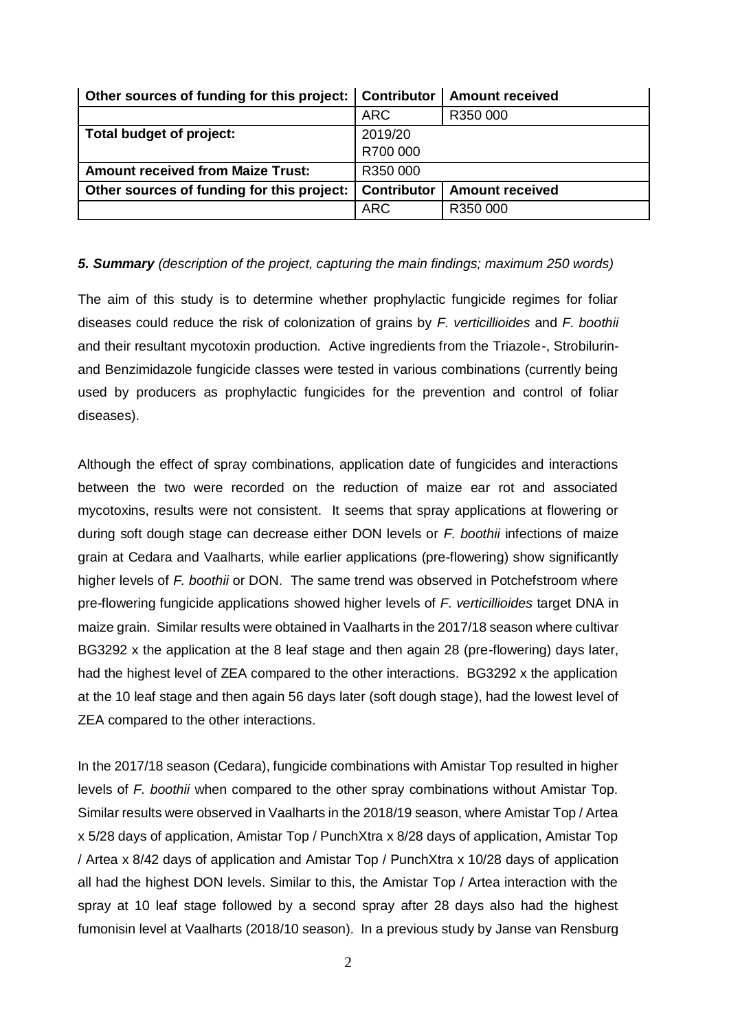| Other sources of funding for this project: | Contributor | Amount received |
|---|---|---|
| | ARC | R350 000 |
| **Total budget of project:** | 2019/20<br>R700 000 | |
| **Amount received from Maize Trust:** | R350 000 | |
| **Other sources of funding for this project:** | **Contributor** | **Amount received** |
| | ARC | R350 000 |

***5. Summary*** *(description of the project, capturing the main findings; maximum 250 words)*

The aim of this study is to determine whether prophylactic fungicide regimes for foliar diseases could reduce the risk of colonization of grains by *F. verticillioides* and *F. boothii* and their resultant mycotoxin production. Active ingredients from the Triazole-, Strobilurin- and Benzimidazole fungicide classes were tested in various combinations (currently being used by producers as prophylactic fungicides for the prevention and control of foliar diseases).

Although the effect of spray combinations, application date of fungicides and interactions between the two were recorded on the reduction of maize ear rot and associated mycotoxins, results were not consistent. It seems that spray applications at flowering or during soft dough stage can decrease either DON levels or *F. boothii* infections of maize grain at Cedara and Vaalharts, while earlier applications (pre-flowering) show significantly higher levels of *F. boothii* or DON. The same trend was observed in Potchefstroom where pre-flowering fungicide applications showed higher levels of *F. verticillioides* target DNA in maize grain. Similar results were obtained in Vaalharts in the 2017/18 season where cultivar BG3292 x the application at the 8 leaf stage and then again 28 (pre-flowering) days later, had the highest level of ZEA compared to the other interactions. BG3292 x the application at the 10 leaf stage and then again 56 days later (soft dough stage), had the lowest level of ZEA compared to the other interactions.

In the 2017/18 season (Cedara), fungicide combinations with Amistar Top resulted in higher levels of *F. boothii* when compared to the other spray combinations without Amistar Top. Similar results were observed in Vaalharts in the 2018/19 season, where Amistar Top / Artea x 5/28 days of application, Amistar Top / PunchXtra x 8/28 days of application, Amistar Top / Artea x 8/42 days of application and Amistar Top / PunchXtra x 10/28 days of application all had the highest DON levels. Similar to this, the Amistar Top / Artea interaction with the spray at 10 leaf stage followed by a second spray after 28 days also had the highest fumonisin level at Vaalharts (2018/10 season). In a previous study by Janse van Rensburg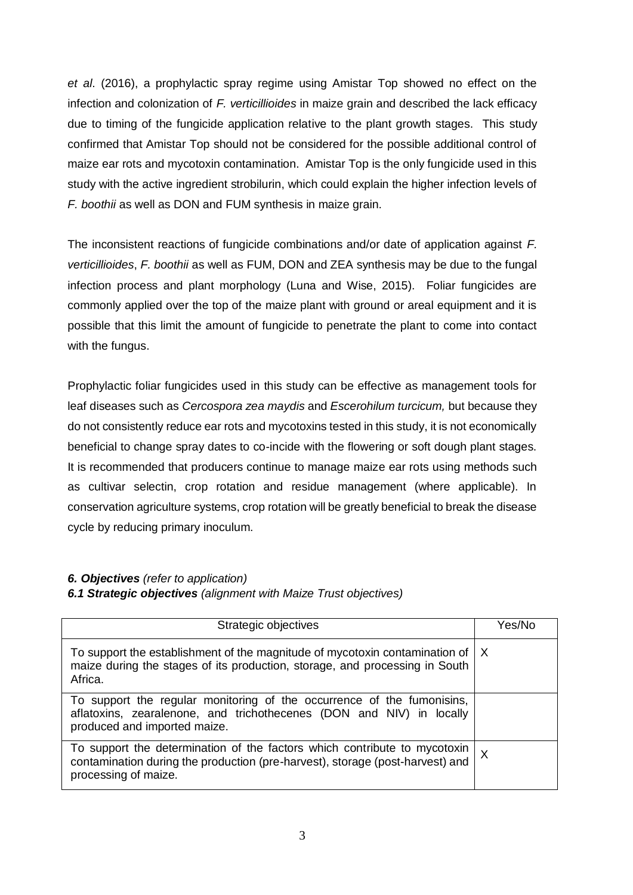*et al*. (2016), a prophylactic spray regime using Amistar Top showed no effect on the infection and colonization of *F. verticillioides* in maize grain and described the lack efficacy due to timing of the fungicide application relative to the plant growth stages. This study confirmed that Amistar Top should not be considered for the possible additional control of maize ear rots and mycotoxin contamination. Amistar Top is the only fungicide used in this study with the active ingredient strobilurin, which could explain the higher infection levels of *F. boothii* as well as DON and FUM synthesis in maize grain.

The inconsistent reactions of fungicide combinations and/or date of application against *F. verticillioides*, *F. boothii* as well as FUM, DON and ZEA synthesis may be due to the fungal infection process and plant morphology (Luna and Wise, 2015). Foliar fungicides are commonly applied over the top of the maize plant with ground or areal equipment and it is possible that this limit the amount of fungicide to penetrate the plant to come into contact with the fungus.

Prophylactic foliar fungicides used in this study can be effective as management tools for leaf diseases such as *Cercospora zea maydis* and *Escerohilum turcicum,* but because they do not consistently reduce ear rots and mycotoxins tested in this study, it is not economically beneficial to change spray dates to co-incide with the flowering or soft dough plant stages. It is recommended that producers continue to manage maize ear rots using methods such as cultivar selectin, crop rotation and residue management (where applicable). In conservation agriculture systems, crop rotation will be greatly beneficial to break the disease cycle by reducing primary inoculum.

***6. Objectives*** *(refer to application)*

***6.1 Strategic objectives*** *(alignment with Maize Trust objectives)*

| Strategic objectives | Yes/No |
|---|---|
| To support the establishment of the magnitude of mycotoxin contamination of maize during the stages of its production, storage, and processing in South Africa. | X |
| To support the regular monitoring of the occurrence of the fumonisins, aflatoxins, zearalenone, and trichothecenes (DON and NIV) in locally produced and imported maize. | |
| To support the determination of the factors which contribute to mycotoxin contamination during the production (pre-harvest), storage (post-harvest) and processing of maize. | X |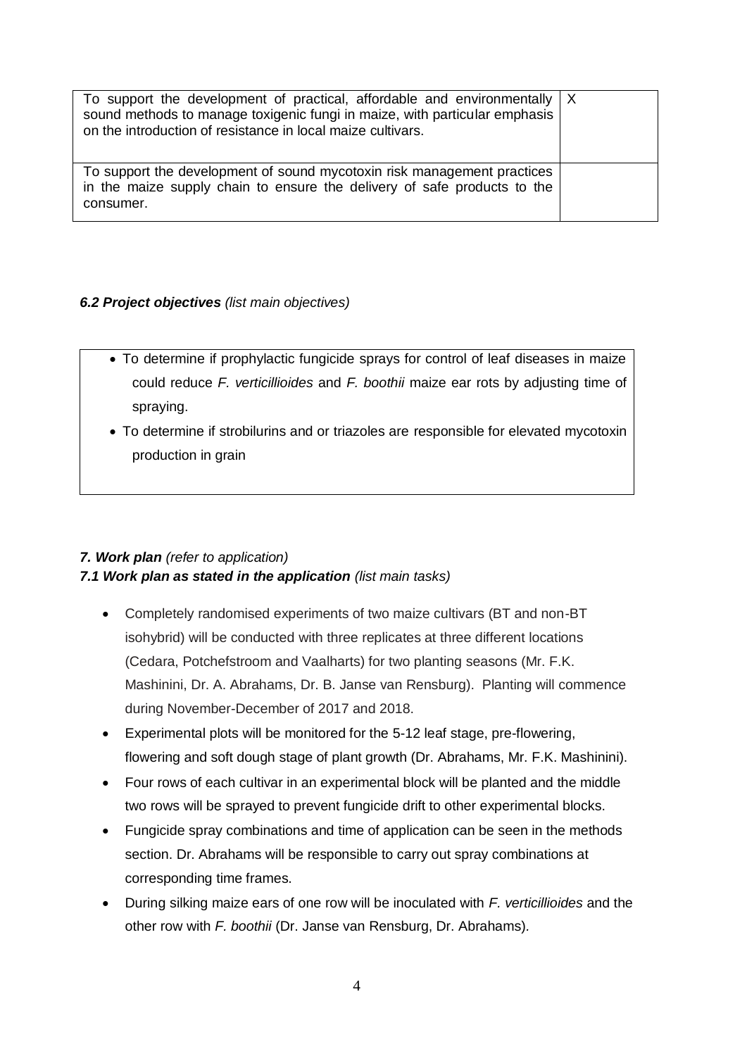| | |
|---|---|
| To support the development of practical, affordable and environmentally sound methods to manage toxigenic fungi in maize, with particular emphasis on the introduction of resistance in local maize cultivars. | X |
| To support the development of sound mycotoxin risk management practices in the maize supply chain to ensure the delivery of safe products to the consumer. | |

### *6.2 Project objectives (list main objectives)*

- To determine if prophylactic fungicide sprays for control of leaf diseases in maize could reduce *F. verticillioides* and *F. boothii* maize ear rots by adjusting time of spraying.
- To determine if strobilurins and or triazoles are responsible for elevated mycotoxin production in grain

## *7. Work plan (refer to application)*

### *7.1 Work plan as stated in the application (list main tasks)*

- Completely randomised experiments of two maize cultivars (BT and non-BT isohybrid) will be conducted with three replicates at three different locations (Cedara, Potchefstroom and Vaalharts) for two planting seasons (Mr. F.K. Mashinini, Dr. A. Abrahams, Dr. B. Janse van Rensburg). Planting will commence during November-December of 2017 and 2018.
- Experimental plots will be monitored for the 5-12 leaf stage, pre-flowering, flowering and soft dough stage of plant growth (Dr. Abrahams, Mr. F.K. Mashinini).
- Four rows of each cultivar in an experimental block will be planted and the middle two rows will be sprayed to prevent fungicide drift to other experimental blocks.
- Fungicide spray combinations and time of application can be seen in the methods section. Dr. Abrahams will be responsible to carry out spray combinations at corresponding time frames.
- During silking maize ears of one row will be inoculated with *F. verticillioides* and the other row with *F. boothii* (Dr. Janse van Rensburg, Dr. Abrahams).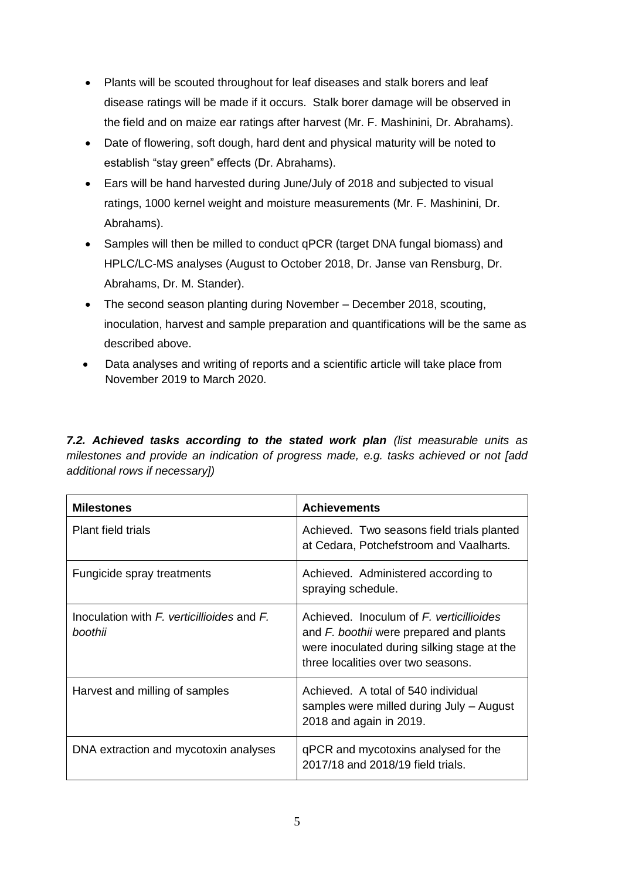- Plants will be scouted throughout for leaf diseases and stalk borers and leaf disease ratings will be made if it occurs. Stalk borer damage will be observed in the field and on maize ear ratings after harvest (Mr. F. Mashinini, Dr. Abrahams).
- Date of flowering, soft dough, hard dent and physical maturity will be noted to establish "stay green" effects (Dr. Abrahams).
- Ears will be hand harvested during June/July of 2018 and subjected to visual ratings, 1000 kernel weight and moisture measurements (Mr. F. Mashinini, Dr. Abrahams).
- Samples will then be milled to conduct qPCR (target DNA fungal biomass) and HPLC/LC-MS analyses (August to October 2018, Dr. Janse van Rensburg, Dr. Abrahams, Dr. M. Stander).
- The second season planting during November – December 2018, scouting, inoculation, harvest and sample preparation and quantifications will be the same as described above.
- Data analyses and writing of reports and a scientific article will take place from November 2019 to March 2020.

***7.2. Achieved tasks according to the stated work plan*** *(list measurable units as milestones and provide an indication of progress made, e.g. tasks achieved or not [add additional rows if necessary])*

| **Milestones** | **Achievements** |
|---|---|
| Plant field trials | Achieved. Two seasons field trials planted at Cedara, Potchefstroom and Vaalharts. |
| Fungicide spray treatments | Achieved. Administered according to spraying schedule. |
| Inoculation with *F. verticillioides* and *F. boothii* | Achieved. Inoculum of *F. verticillioides* and *F. boothii* were prepared and plants were inoculated during silking stage at the three localities over two seasons. |
| Harvest and milling of samples | Achieved. A total of 540 individual samples were milled during July – August 2018 and again in 2019. |
| DNA extraction and mycotoxin analyses | qPCR and mycotoxins analysed for the 2017/18 and 2018/19 field trials. |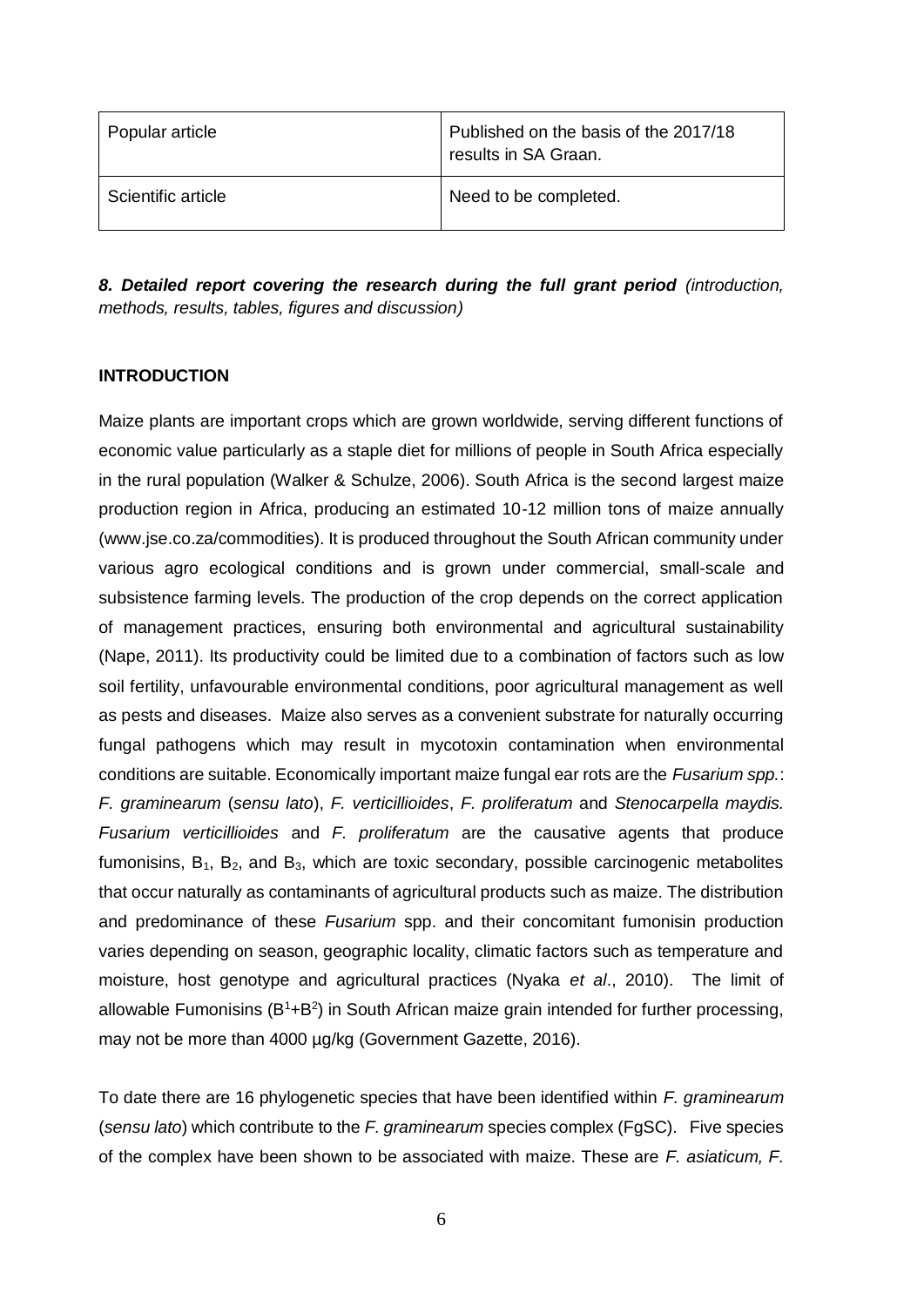| Popular article | Published on the basis of the 2017/18 results in SA Graan. |
|---|---|
| Scientific article | Need to be completed. |

***8. Detailed report covering the research during the full grant period** (introduction, methods, results, tables, figures and discussion)*

**INTRODUCTION**

Maize plants are important crops which are grown worldwide, serving different functions of economic value particularly as a staple diet for millions of people in South Africa especially in the rural population (Walker & Schulze, 2006). South Africa is the second largest maize production region in Africa, producing an estimated 10-12 million tons of maize annually (www.jse.co.za/commodities). It is produced throughout the South African community under various agro ecological conditions and is grown under commercial, small-scale and subsistence farming levels. The production of the crop depends on the correct application of management practices, ensuring both environmental and agricultural sustainability (Nape, 2011). Its productivity could be limited due to a combination of factors such as low soil fertility, unfavourable environmental conditions, poor agricultural management as well as pests and diseases. Maize also serves as a convenient substrate for naturally occurring fungal pathogens which may result in mycotoxin contamination when environmental conditions are suitable. Economically important maize fungal ear rots are the *Fusarium spp.*: *F. graminearum* (*sensu lato*), *F. verticillioides*, *F. proliferatum* and *Stenocarpella maydis. Fusarium verticillioides* and *F. proliferatum* are the causative agents that produce fumonisins, $B_1$, $B_2$, and $B_3$, which are toxic secondary, possible carcinogenic metabolites that occur naturally as contaminants of agricultural products such as maize. The distribution and predominance of these *Fusarium* spp. and their concomitant fumonisin production varies depending on season, geographic locality, climatic factors such as temperature and moisture, host genotype and agricultural practices (Nyaka *et al*., 2010). The limit of allowable Fumonisins ($B^1$+$B^2$) in South African maize grain intended for further processing, may not be more than 4000 µg/kg (Government Gazette, 2016).

To date there are 16 phylogenetic species that have been identified within *F. graminearum* (*sensu lato*) which contribute to the *F. graminearum* species complex (FgSC). Five species of the complex have been shown to be associated with maize. These are *F. asiaticum, F.*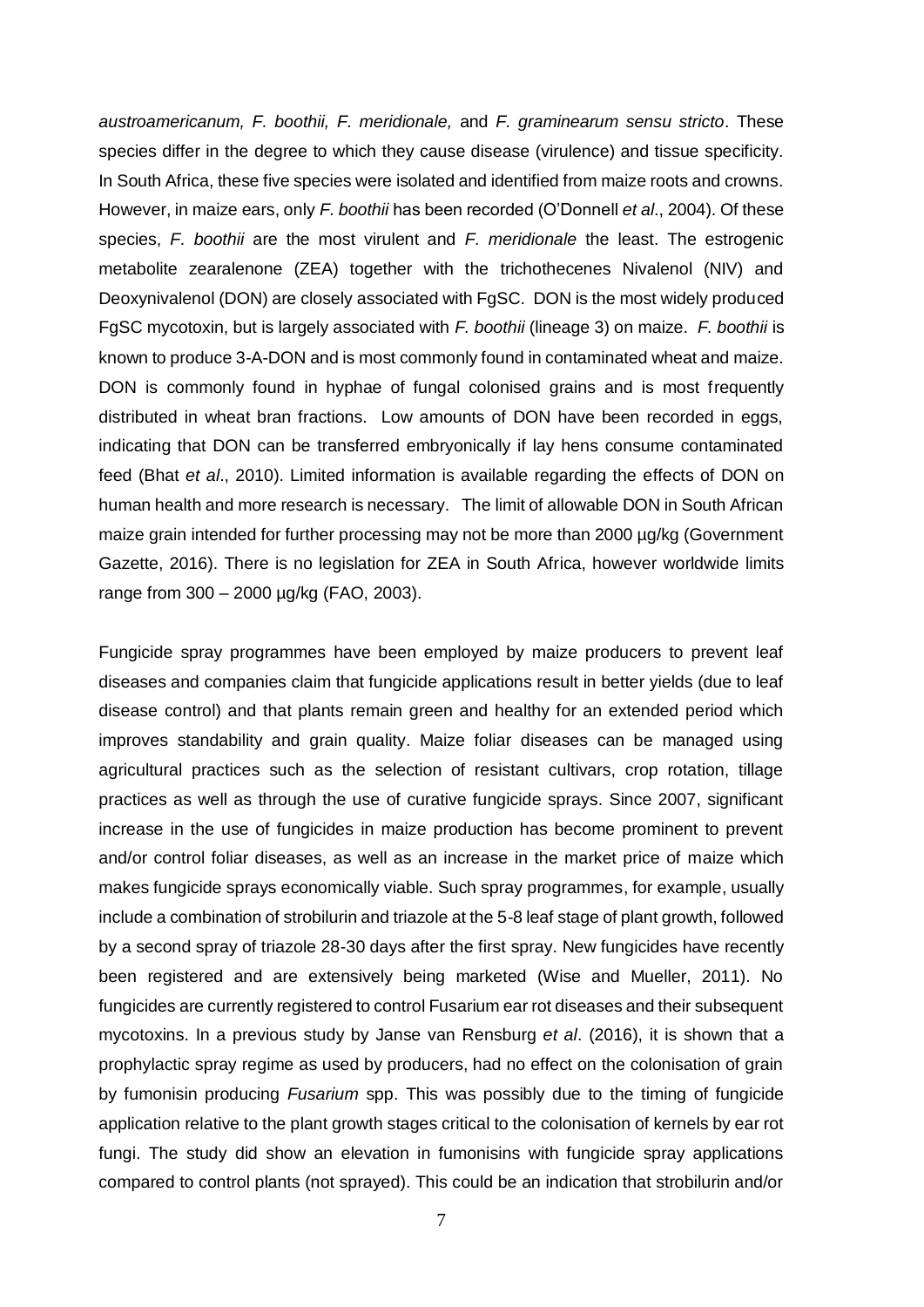*austroamericanum, F. boothii, F. meridionale,* and *F. graminearum sensu stricto*. These species differ in the degree to which they cause disease (virulence) and tissue specificity. In South Africa, these five species were isolated and identified from maize roots and crowns. However, in maize ears, only *F. boothii* has been recorded (O'Donnell *et al*., 2004). Of these species, *F. boothii* are the most virulent and *F. meridionale* the least. The estrogenic metabolite zearalenone (ZEA) together with the trichothecenes Nivalenol (NIV) and Deoxynivalenol (DON) are closely associated with FgSC. DON is the most widely produced FgSC mycotoxin, but is largely associated with *F. boothii* (lineage 3) on maize. *F. boothii* is known to produce 3-A-DON and is most commonly found in contaminated wheat and maize. DON is commonly found in hyphae of fungal colonised grains and is most frequently distributed in wheat bran fractions. Low amounts of DON have been recorded in eggs, indicating that DON can be transferred embryonically if lay hens consume contaminated feed (Bhat *et al*., 2010). Limited information is available regarding the effects of DON on human health and more research is necessary. The limit of allowable DON in South African maize grain intended for further processing may not be more than 2000 µg/kg (Government Gazette, 2016). There is no legislation for ZEA in South Africa, however worldwide limits range from 300 – 2000 µg/kg (FAO, 2003).

Fungicide spray programmes have been employed by maize producers to prevent leaf diseases and companies claim that fungicide applications result in better yields (due to leaf disease control) and that plants remain green and healthy for an extended period which improves standability and grain quality. Maize foliar diseases can be managed using agricultural practices such as the selection of resistant cultivars, crop rotation, tillage practices as well as through the use of curative fungicide sprays. Since 2007, significant increase in the use of fungicides in maize production has become prominent to prevent and/or control foliar diseases, as well as an increase in the market price of maize which makes fungicide sprays economically viable. Such spray programmes, for example, usually include a combination of strobilurin and triazole at the 5-8 leaf stage of plant growth, followed by a second spray of triazole 28-30 days after the first spray. New fungicides have recently been registered and are extensively being marketed (Wise and Mueller, 2011). No fungicides are currently registered to control Fusarium ear rot diseases and their subsequent mycotoxins. In a previous study by Janse van Rensburg *et al*. (2016), it is shown that a prophylactic spray regime as used by producers, had no effect on the colonisation of grain by fumonisin producing *Fusarium* spp. This was possibly due to the timing of fungicide application relative to the plant growth stages critical to the colonisation of kernels by ear rot fungi. The study did show an elevation in fumonisins with fungicide spray applications compared to control plants (not sprayed). This could be an indication that strobilurin and/or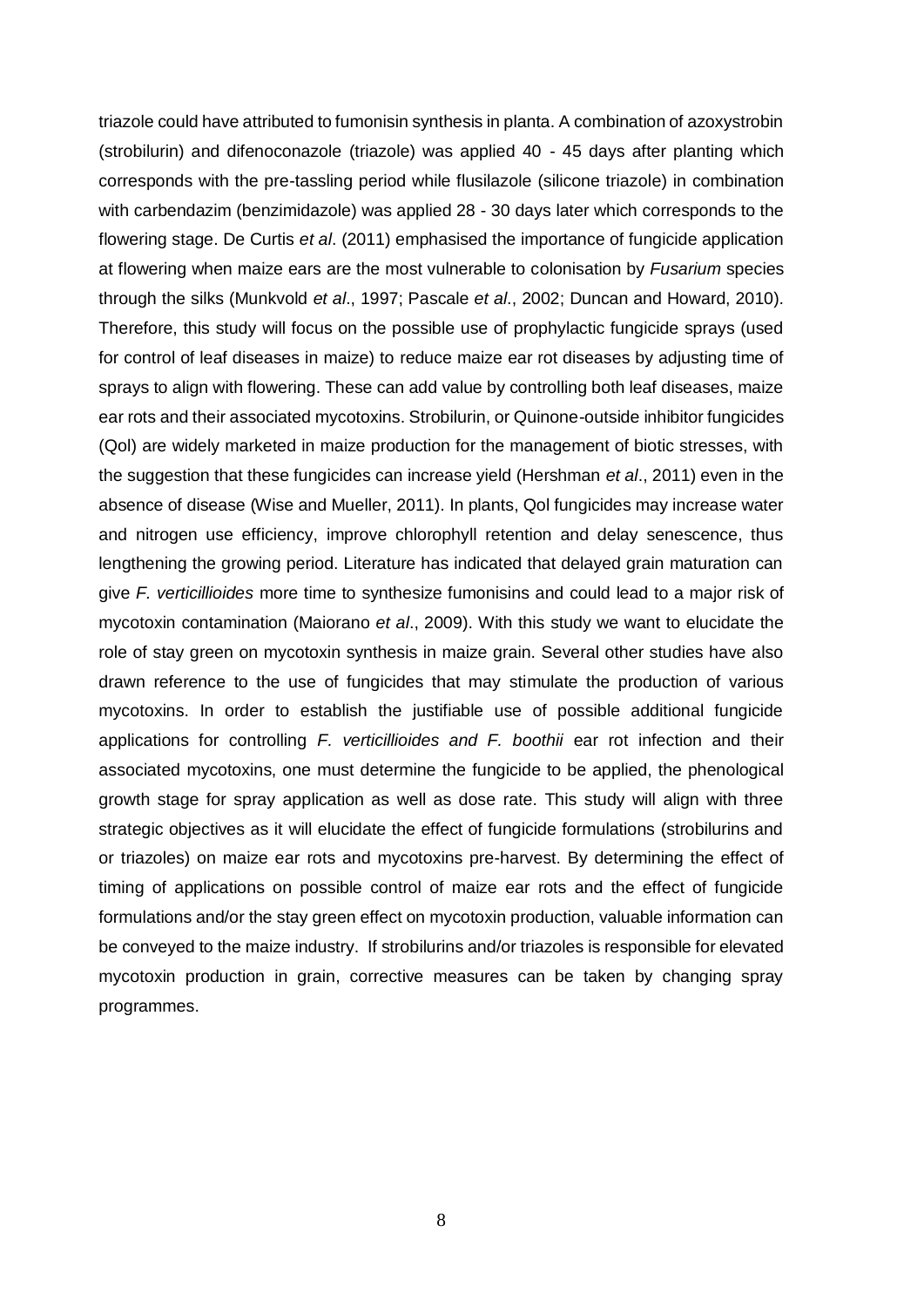triazole could have attributed to fumonisin synthesis in planta. A combination of azoxystrobin (strobilurin) and difenoconazole (triazole) was applied 40 - 45 days after planting which corresponds with the pre-tassling period while flusilazole (silicone triazole) in combination with carbendazim (benzimidazole) was applied 28 - 30 days later which corresponds to the flowering stage. De Curtis *et al*. (2011) emphasised the importance of fungicide application at flowering when maize ears are the most vulnerable to colonisation by *Fusarium* species through the silks (Munkvold *et al*., 1997; Pascale *et al*., 2002; Duncan and Howard, 2010). Therefore, this study will focus on the possible use of prophylactic fungicide sprays (used for control of leaf diseases in maize) to reduce maize ear rot diseases by adjusting time of sprays to align with flowering. These can add value by controlling both leaf diseases, maize ear rots and their associated mycotoxins. Strobilurin, or Quinone-outside inhibitor fungicides (Qol) are widely marketed in maize production for the management of biotic stresses, with the suggestion that these fungicides can increase yield (Hershman *et al*., 2011) even in the absence of disease (Wise and Mueller, 2011). In plants, Qol fungicides may increase water and nitrogen use efficiency, improve chlorophyll retention and delay senescence, thus lengthening the growing period. Literature has indicated that delayed grain maturation can give *F. verticillioides* more time to synthesize fumonisins and could lead to a major risk of mycotoxin contamination (Maiorano *et al*., 2009). With this study we want to elucidate the role of stay green on mycotoxin synthesis in maize grain. Several other studies have also drawn reference to the use of fungicides that may stimulate the production of various mycotoxins. In order to establish the justifiable use of possible additional fungicide applications for controlling *F. verticillioides and F. boothii* ear rot infection and their associated mycotoxins, one must determine the fungicide to be applied, the phenological growth stage for spray application as well as dose rate. This study will align with three strategic objectives as it will elucidate the effect of fungicide formulations (strobilurins and or triazoles) on maize ear rots and mycotoxins pre-harvest. By determining the effect of timing of applications on possible control of maize ear rots and the effect of fungicide formulations and/or the stay green effect on mycotoxin production, valuable information can be conveyed to the maize industry. If strobilurins and/or triazoles is responsible for elevated mycotoxin production in grain, corrective measures can be taken by changing spray programmes.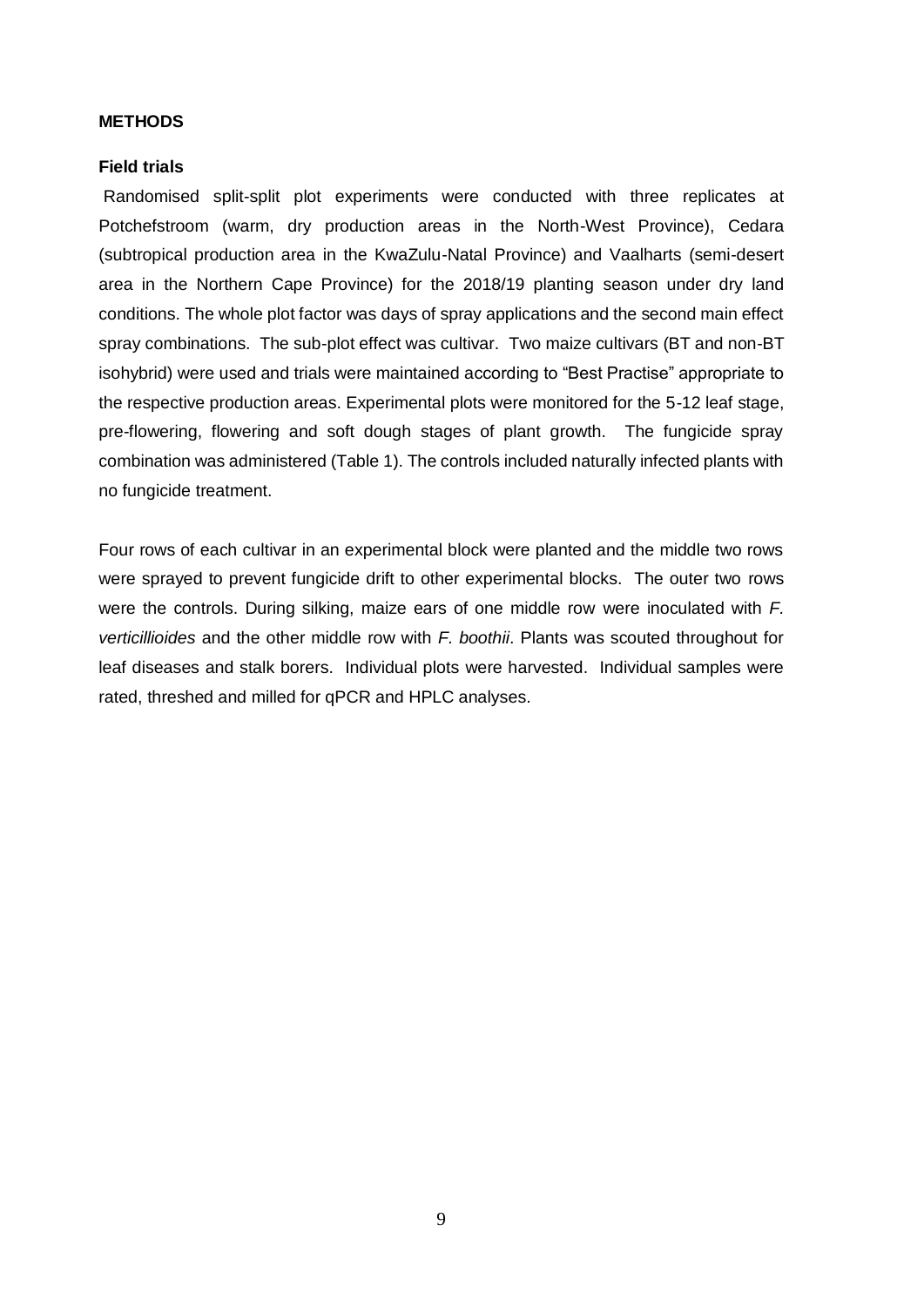## METHODS

### Field trials

Randomised split-split plot experiments were conducted with three replicates at Potchefstroom (warm, dry production areas in the North-West Province), Cedara (subtropical production area in the KwaZulu-Natal Province) and Vaalharts (semi-desert area in the Northern Cape Province) for the 2018/19 planting season under dry land conditions. The whole plot factor was days of spray applications and the second main effect spray combinations. The sub-plot effect was cultivar. Two maize cultivars (BT and non-BT isohybrid) were used and trials were maintained according to "Best Practise" appropriate to the respective production areas. Experimental plots were monitored for the 5-12 leaf stage, pre-flowering, flowering and soft dough stages of plant growth. The fungicide spray combination was administered (Table 1). The controls included naturally infected plants with no fungicide treatment.

Four rows of each cultivar in an experimental block were planted and the middle two rows were sprayed to prevent fungicide drift to other experimental blocks. The outer two rows were the controls. During silking, maize ears of one middle row were inoculated with *F. verticillioides* and the other middle row with *F. boothii*. Plants was scouted throughout for leaf diseases and stalk borers. Individual plots were harvested. Individual samples were rated, threshed and milled for qPCR and HPLC analyses.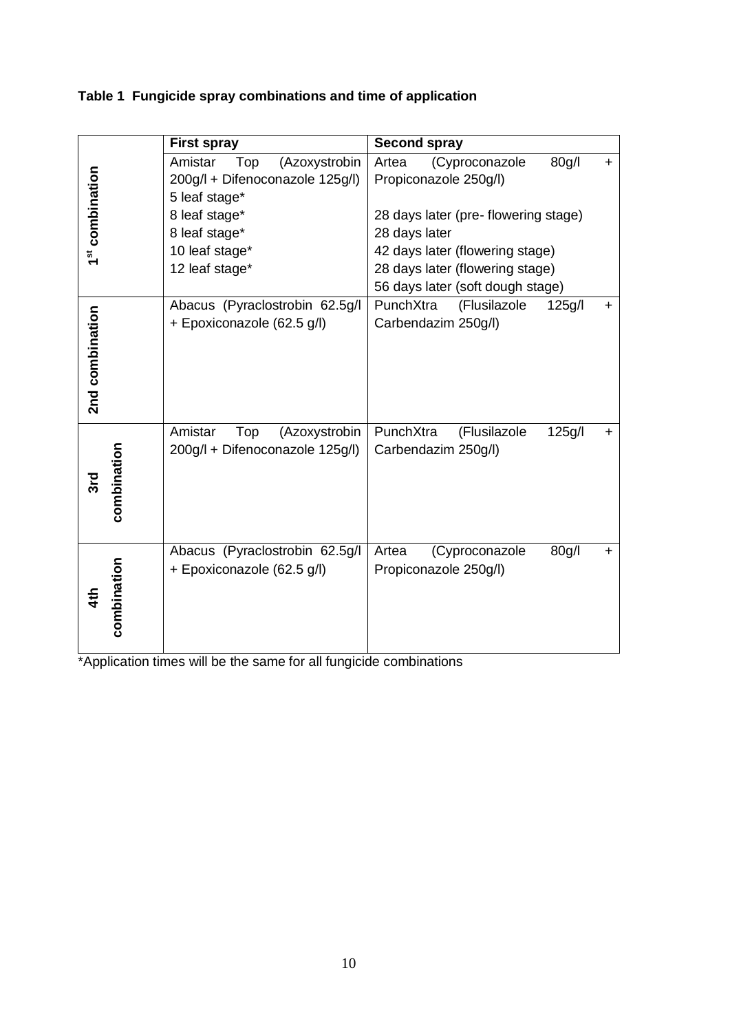**Table 1 Fungicide spray combinations and time of application**

| | First spray | Second spray |
|---|---|---|
| 1[st] combination | Amistar Top (Azoxystrobin 200g/l + Difenoconazole 125g/l)<br>5 leaf stage*<br>8 leaf stage*<br>8 leaf stage*<br>10 leaf stage*<br>12 leaf stage* | Artea (Cyproconazole 80g/l + Propiconazole 250g/l)<br><br>28 days later (pre- flowering stage)<br>28 days later<br>42 days later (flowering stage)<br>28 days later (flowering stage)<br>56 days later (soft dough stage) |
| 2nd combination | Abacus (Pyraclostrobin 62.5g/l + Epoxiconazole (62.5 g/l) | PunchXtra (Flusilazole 125g/l + Carbendazim 250g/l) |
| 3rd combination | Amistar Top (Azoxystrobin 200g/l + Difenoconazole 125g/l) | PunchXtra (Flusilazole 125g/l + Carbendazim 250g/l) |
| 4th combination | Abacus (Pyraclostrobin 62.5g/l + Epoxiconazole (62.5 g/l) | Artea (Cyproconazole 80g/l + Propiconazole 250g/l) |

*Application times will be the same for all fungicide combinations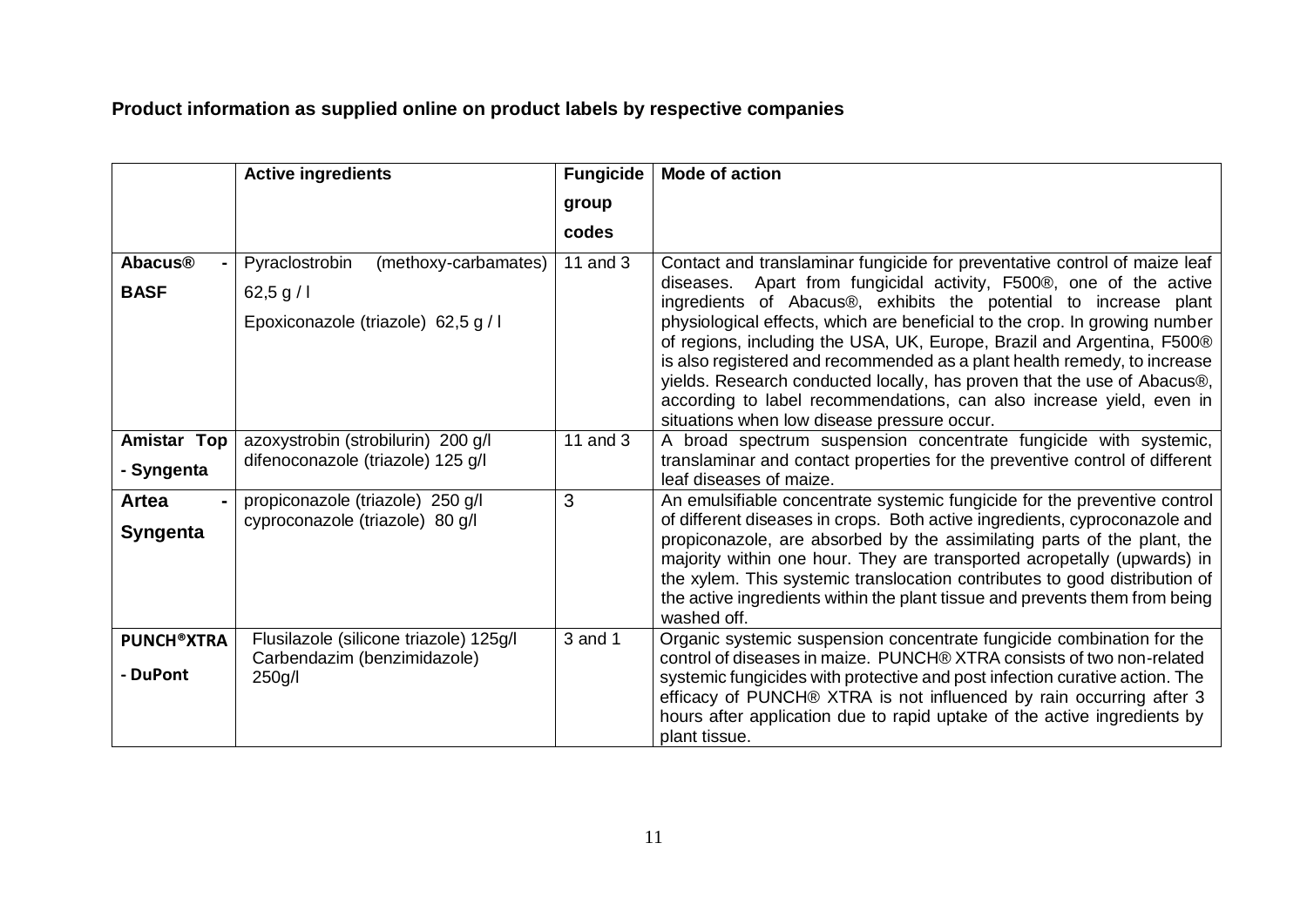**Product information as supplied online on product labels by respective companies**

| | Active ingredients | Fungicide group codes | Mode of action |
|---|---|---|---|
| **Abacus® - BASF** | Pyraclostrobin (methoxy-carbamates) 62,5 g / l<br>Epoxiconazole (triazole) 62,5 g / l | 11 and 3 | Contact and translaminar fungicide for preventative control of maize leaf diseases. Apart from fungicidal activity, F500®, one of the active ingredients of Abacus®, exhibits the potential to increase plant physiological effects, which are beneficial to the crop. In growing number of regions, including the USA, UK, Europe, Brazil and Argentina, F500® is also registered and recommended as a plant health remedy, to increase yields. Research conducted locally, has proven that the use of Abacus®, according to label recommendations, can also increase yield, even in situations when low disease pressure occur. |
| **Amistar Top - Syngenta** | azoxystrobin (strobilurin) 200 g/l<br>difenoconazole (triazole) 125 g/l | 11 and 3 | A broad spectrum suspension concentrate fungicide with systemic, translaminar and contact properties for the preventive control of different leaf diseases of maize. |
| **Artea - Syngenta** | propiconazole (triazole) 250 g/l<br>cyproconazole (triazole) 80 g/l | 3 | An emulsifiable concentrate systemic fungicide for the preventive control of different diseases in crops. Both active ingredients, cyproconazole and propiconazole, are absorbed by the assimilating parts of the plant, the majority within one hour. They are transported acropetally (upwards) in the xylem. This systemic translocation contributes to good distribution of the active ingredients within the plant tissue and prevents them from being washed off. |
| **PUNCH®XTRA - DuPont** | Flusilazole (silicone triazole) 125g/l<br>Carbendazim (benzimidazole) 250g/l | 3 and 1 | Organic systemic suspension concentrate fungicide combination for the control of diseases in maize. PUNCH® XTRA consists of two non-related systemic fungicides with protective and post infection curative action. The efficacy of PUNCH® XTRA is not influenced by rain occurring after 3 hours after application due to rapid uptake of the active ingredients by plant tissue. |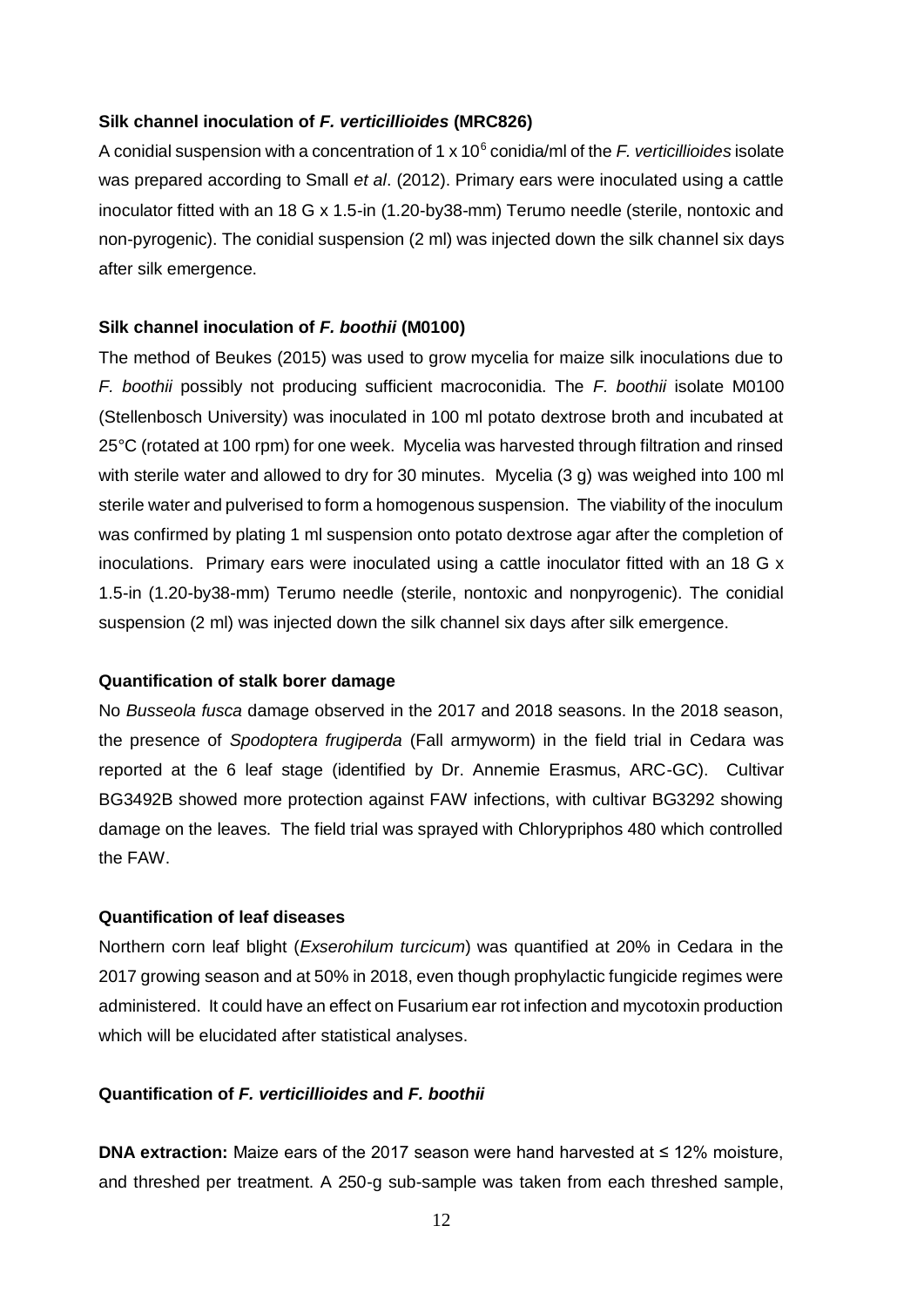**Silk channel inoculation of *F. verticillioides* (MRC826)**

A conidial suspension with a concentration of 1 x $10^6$ conidia/ml of the *F. verticillioides* isolate was prepared according to Small *et al*. (2012). Primary ears were inoculated using a cattle inoculator fitted with an 18 G x 1.5-in (1.20-by38-mm) Terumo needle (sterile, nontoxic and non-pyrogenic). The conidial suspension (2 ml) was injected down the silk channel six days after silk emergence.

**Silk channel inoculation of *F. boothii* (M0100)**

The method of Beukes (2015) was used to grow mycelia for maize silk inoculations due to *F. boothii* possibly not producing sufficient macroconidia. The *F. boothii* isolate M0100 (Stellenbosch University) was inoculated in 100 ml potato dextrose broth and incubated at 25°C (rotated at 100 rpm) for one week. Mycelia was harvested through filtration and rinsed with sterile water and allowed to dry for 30 minutes. Mycelia (3 g) was weighed into 100 ml sterile water and pulverised to form a homogenous suspension. The viability of the inoculum was confirmed by plating 1 ml suspension onto potato dextrose agar after the completion of inoculations. Primary ears were inoculated using a cattle inoculator fitted with an 18 G x 1.5-in (1.20-by38-mm) Terumo needle (sterile, nontoxic and nonpyrogenic). The conidial suspension (2 ml) was injected down the silk channel six days after silk emergence.

**Quantification of stalk borer damage**

No *Busseola fusca* damage observed in the 2017 and 2018 seasons. In the 2018 season, the presence of *Spodoptera frugiperda* (Fall armyworm) in the field trial in Cedara was reported at the 6 leaf stage (identified by Dr. Annemie Erasmus, ARC-GC). Cultivar BG3492B showed more protection against FAW infections, with cultivar BG3292 showing damage on the leaves. The field trial was sprayed with Chlorypriphos 480 which controlled the FAW.

**Quantification of leaf diseases**

Northern corn leaf blight (*Exserohilum turcicum*) was quantified at 20% in Cedara in the 2017 growing season and at 50% in 2018, even though prophylactic fungicide regimes were administered. It could have an effect on Fusarium ear rot infection and mycotoxin production which will be elucidated after statistical analyses.

**Quantification of *F. verticillioides* and *F. boothii***

**DNA extraction:** Maize ears of the 2017 season were hand harvested at ≤ 12% moisture, and threshed per treatment. A 250-g sub-sample was taken from each threshed sample,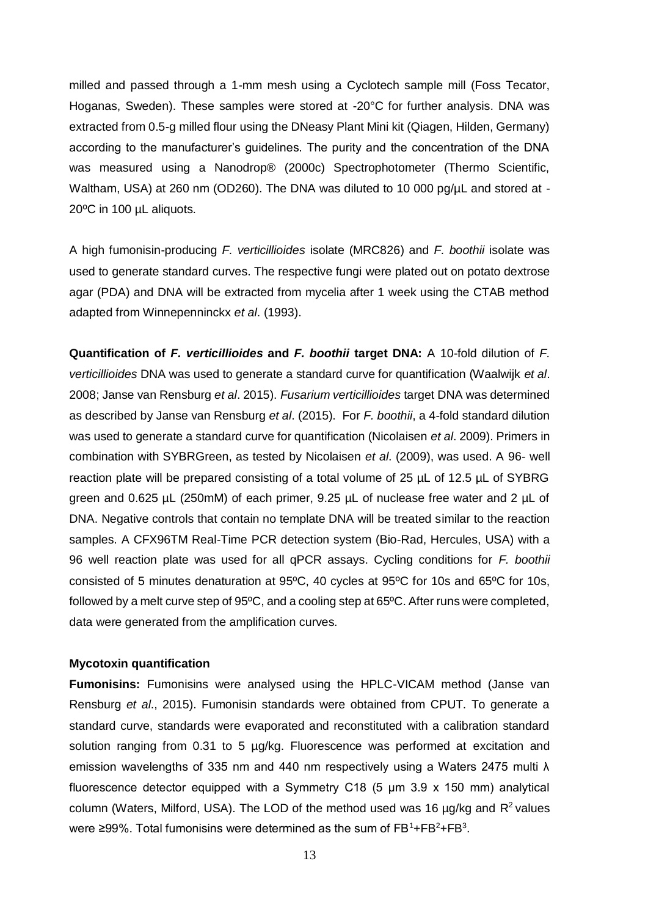milled and passed through a 1-mm mesh using a Cyclotech sample mill (Foss Tecator, Hoganas, Sweden). These samples were stored at -20°C for further analysis. DNA was extracted from 0.5-g milled flour using the DNeasy Plant Mini kit (Qiagen, Hilden, Germany) according to the manufacturer's guidelines. The purity and the concentration of the DNA was measured using a Nanodrop® (2000c) Spectrophotometer (Thermo Scientific, Waltham, USA) at 260 nm (OD260). The DNA was diluted to 10 000 pg/µL and stored at -20ºC in 100 µL aliquots.

A high fumonisin-producing *F. verticillioides* isolate (MRC826) and *F. boothii* isolate was used to generate standard curves. The respective fungi were plated out on potato dextrose agar (PDA) and DNA will be extracted from mycelia after 1 week using the CTAB method adapted from Winnepenninckx *et al*. (1993).

**Quantification of *F. verticillioides* and *F. boothii* target DNA:** A 10-fold dilution of *F. verticillioides* DNA was used to generate a standard curve for quantification (Waalwijk *et al*. 2008; Janse van Rensburg *et al*. 2015). *Fusarium verticillioides* target DNA was determined as described by Janse van Rensburg *et al*. (2015). For *F. boothii*, a 4-fold standard dilution was used to generate a standard curve for quantification (Nicolaisen *et al*. 2009). Primers in combination with SYBRGreen, as tested by Nicolaisen *et al*. (2009), was used. A 96- well reaction plate will be prepared consisting of a total volume of 25 µL of 12.5 µL of SYBRG green and 0.625 µL (250mM) of each primer, 9.25 µL of nuclease free water and 2 µL of DNA. Negative controls that contain no template DNA will be treated similar to the reaction samples. A CFX96TM Real-Time PCR detection system (Bio-Rad, Hercules, USA) with a 96 well reaction plate was used for all qPCR assays. Cycling conditions for *F. boothii* consisted of 5 minutes denaturation at 95ºC, 40 cycles at 95ºC for 10s and 65ºC for 10s, followed by a melt curve step of 95ºC, and a cooling step at 65ºC. After runs were completed, data were generated from the amplification curves.

### Mycotoxin quantification

**Fumonisins:** Fumonisins were analysed using the HPLC-VICAM method (Janse van Rensburg *et al*., 2015). Fumonisin standards were obtained from CPUT. To generate a standard curve, standards were evaporated and reconstituted with a calibration standard solution ranging from 0.31 to 5 µg/kg. Fluorescence was performed at excitation and emission wavelengths of 335 nm and 440 nm respectively using a Waters 2475 multi λ fluorescence detector equipped with a Symmetry C18 (5 µm 3.9 x 150 mm) analytical column (Waters, Milford, USA). The LOD of the method used was 16 µg/kg and $R^2$ values were ≥99%. Total fumonisins were determined as the sum of $FB^1$+$FB^2$+$FB^3$.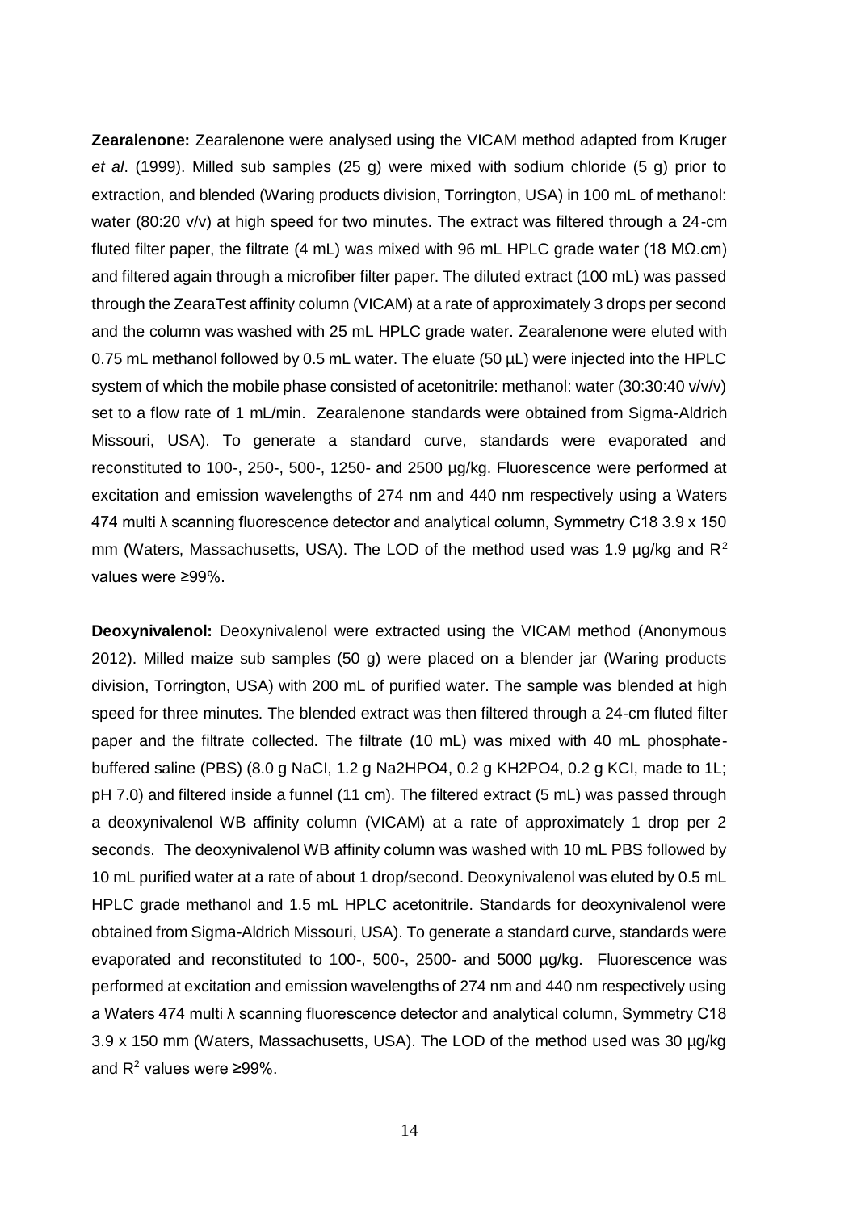**Zearalenone:** Zearalenone were analysed using the VICAM method adapted from Kruger *et al*. (1999). Milled sub samples (25 g) were mixed with sodium chloride (5 g) prior to extraction, and blended (Waring products division, Torrington, USA) in 100 mL of methanol: water (80:20 v/v) at high speed for two minutes. The extract was filtered through a 24-cm fluted filter paper, the filtrate (4 mL) was mixed with 96 mL HPLC grade water (18 MΩ.cm) and filtered again through a microfiber filter paper. The diluted extract (100 mL) was passed through the ZearaTest affinity column (VICAM) at a rate of approximately 3 drops per second and the column was washed with 25 mL HPLC grade water. Zearalenone were eluted with 0.75 mL methanol followed by 0.5 mL water. The eluate (50 µL) were injected into the HPLC system of which the mobile phase consisted of acetonitrile: methanol: water (30:30:40 v/v/v) set to a flow rate of 1 mL/min. Zearalenone standards were obtained from Sigma-Aldrich Missouri, USA). To generate a standard curve, standards were evaporated and reconstituted to 100-, 250-, 500-, 1250- and 2500 µg/kg. Fluorescence were performed at excitation and emission wavelengths of 274 nm and 440 nm respectively using a Waters 474 multi λ scanning fluorescence detector and analytical column, Symmetry C18 3.9 x 150 mm (Waters, Massachusetts, USA). The LOD of the method used was 1.9 µg/kg and $R^2$ values were ≥99%.

**Deoxynivalenol:** Deoxynivalenol were extracted using the VICAM method (Anonymous 2012). Milled maize sub samples (50 g) were placed on a blender jar (Waring products division, Torrington, USA) with 200 mL of purified water. The sample was blended at high speed for three minutes. The blended extract was then filtered through a 24-cm fluted filter paper and the filtrate collected. The filtrate (10 mL) was mixed with 40 mL phosphate-buffered saline (PBS) (8.0 g NaCl, 1.2 g $Na_2HPO_4$, 0.2 g $KH_2PO_4$, 0.2 g KCl, made to 1L; pH 7.0) and filtered inside a funnel (11 cm). The filtered extract (5 mL) was passed through a deoxynivalenol WB affinity column (VICAM) at a rate of approximately 1 drop per 2 seconds. The deoxynivalenol WB affinity column was washed with 10 mL PBS followed by 10 mL purified water at a rate of about 1 drop/second. Deoxynivalenol was eluted by 0.5 mL HPLC grade methanol and 1.5 mL HPLC acetonitrile. Standards for deoxynivalenol were obtained from Sigma-Aldrich Missouri, USA). To generate a standard curve, standards were evaporated and reconstituted to 100-, 500-, 2500- and 5000 µg/kg. Fluorescence was performed at excitation and emission wavelengths of 274 nm and 440 nm respectively using a Waters 474 multi λ scanning fluorescence detector and analytical column, Symmetry C18 3.9 x 150 mm (Waters, Massachusetts, USA). The LOD of the method used was 30 µg/kg and $R^2$ values were ≥99%.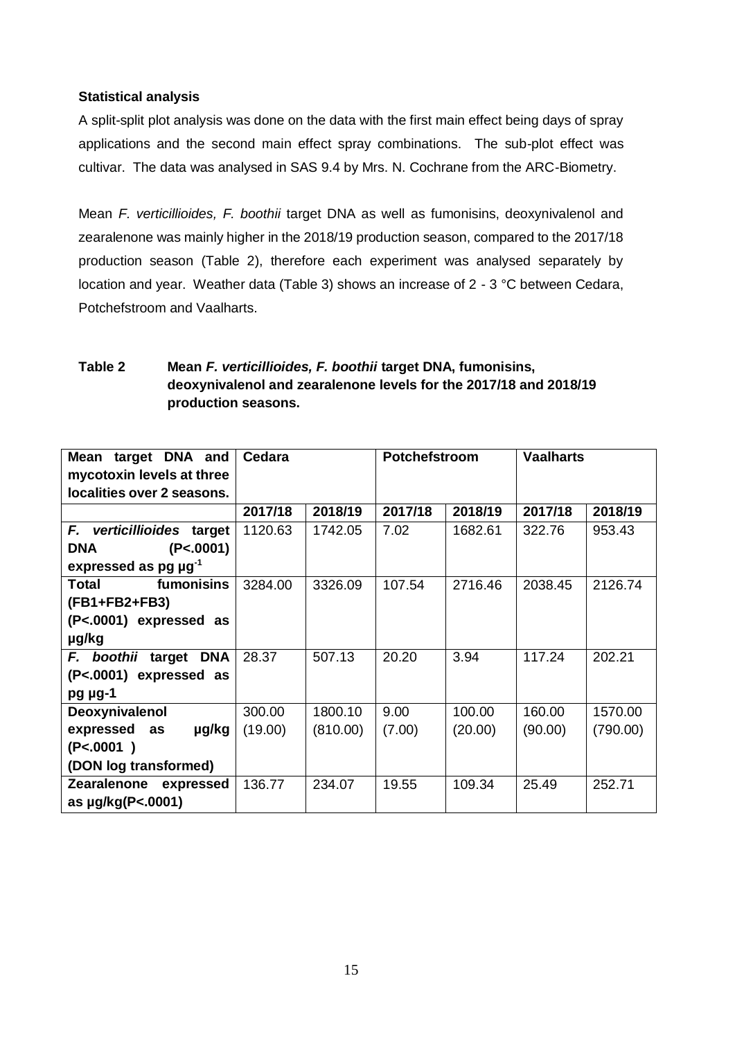**Statistical analysis**

A split-split plot analysis was done on the data with the first main effect being days of spray applications and the second main effect spray combinations. The sub-plot effect was cultivar. The data was analysed in SAS 9.4 by Mrs. N. Cochrane from the ARC-Biometry.

Mean *F. verticillioides, F. boothii* target DNA as well as fumonisins, deoxynivalenol and zearalenone was mainly higher in the 2018/19 production season, compared to the 2017/18 production season (Table 2), therefore each experiment was analysed separately by location and year. Weather data (Table 3) shows an increase of 2 - 3 °C between Cedara, Potchefstroom and Vaalharts.

**Table 2 Mean *F. verticillioides, F. boothii* target DNA, fumonisins, deoxynivalenol and zearalenone levels for the 2017/18 and 2018/19 production seasons.**

| Mean target DNA and mycotoxin levels at three localities over 2 seasons. | Cedara | | Potchefstroom | | Vaalharts | |
|---|---|---|---|---|---|---|
| | 2017/18 | 2018/19 | 2017/18 | 2018/19 | 2017/18 | 2018/19 |
| *F. verticillioides* target DNA (P<.0001) expressed as pg µg$^{-1}$ | 1120.63 | 1742.05 | 7.02 | 1682.61 | 322.76 | 953.43 |
| Total fumonisins (FB1+FB2+FB3) (P<.0001) expressed as µg/kg | 3284.00 | 3326.09 | 107.54 | 2716.46 | 2038.45 | 2126.74 |
| *F. boothii* target DNA (P<.0001) expressed as pg µg-1 | 28.37 | 507.13 | 20.20 | 3.94 | 117.24 | 202.21 |
| Deoxynivalenol expressed as µg/kg (P<.0001 ) (DON log transformed) | 300.00 (19.00) | 1800.10 (810.00) | 9.00 (7.00) | 100.00 (20.00) | 160.00 (90.00) | 1570.00 (790.00) |
| Zearalenone expressed as µg/kg(P<.0001) | 136.77 | 234.07 | 19.55 | 109.34 | 25.49 | 252.71 |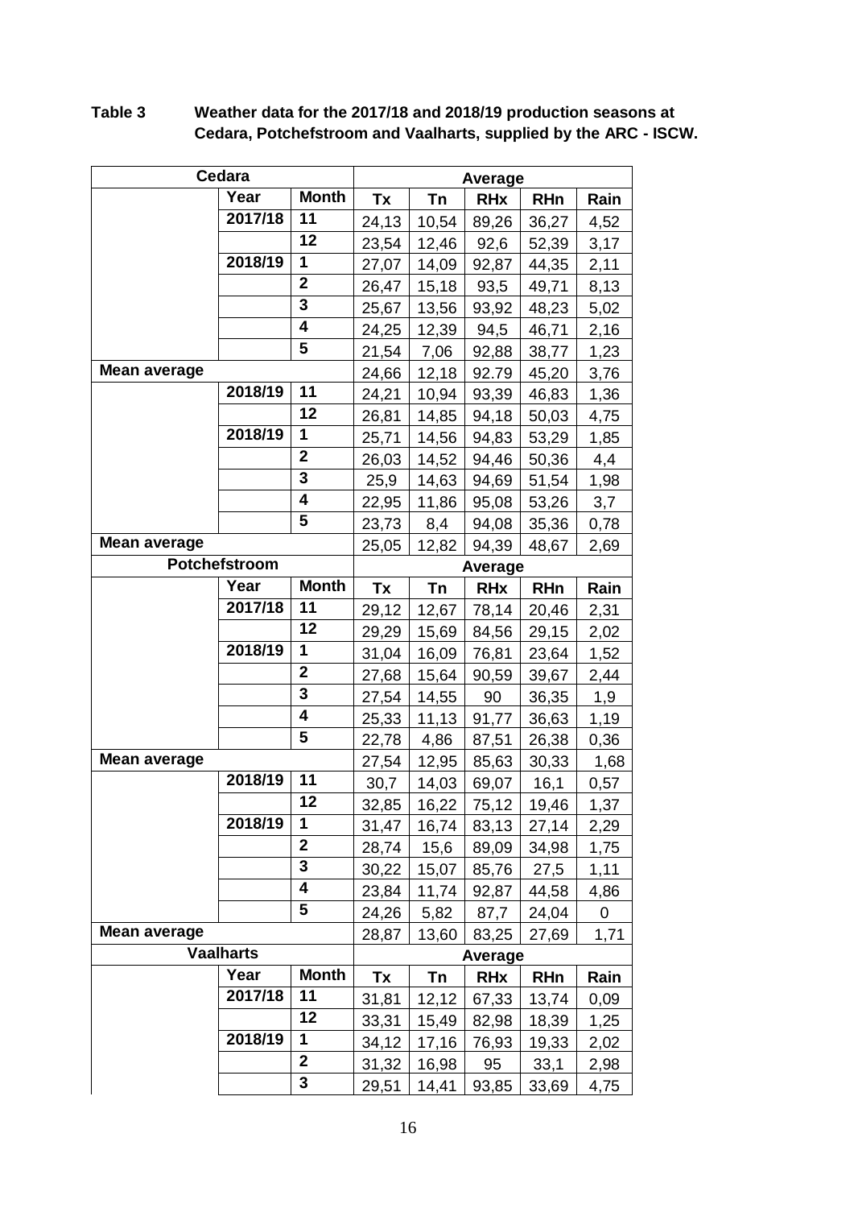**Table 3** **Weather data for the 2017/18 and 2018/19 production seasons at Cedara, Potchefstroom and Vaalharts, supplied by the ARC - ISCW.**

| Cedara | | | Average | | | | |
|---|---|---|---|---|---|---|---|
| | **Year** | **Month** | **Tx** | **Tn** | **RHx** | **RHn** | **Rain** |
| | **2017/18** | **11** | 24,13 | 10,54 | 89,26 | 36,27 | 4,52 |
| | | **12** | 23,54 | 12,46 | 92,6 | 52,39 | 3,17 |
| | **2018/19** | **1** | 27,07 | 14,09 | 92,87 | 44,35 | 2,11 |
| | | **2** | 26,47 | 15,18 | 93,5 | 49,71 | 8,13 |
| | | **3** | 25,67 | 13,56 | 93,92 | 48,23 | 5,02 |
| | | **4** | 24,25 | 12,39 | 94,5 | 46,71 | 2,16 |
| | | **5** | 21,54 | 7,06 | 92,88 | 38,77 | 1,23 |
| **Mean average** | | | 24,66 | 12,18 | 92.79 | 45,20 | 3,76 |
| | **2018/19** | **11** | 24,21 | 10,94 | 93,39 | 46,83 | 1,36 |
| | | **12** | 26,81 | 14,85 | 94,18 | 50,03 | 4,75 |
| | **2018/19** | **1** | 25,71 | 14,56 | 94,83 | 53,29 | 1,85 |
| | | **2** | 26,03 | 14,52 | 94,46 | 50,36 | 4,4 |
| | | **3** | 25,9 | 14,63 | 94,69 | 51,54 | 1,98 |
| | | **4** | 22,95 | 11,86 | 95,08 | 53,26 | 3,7 |
| | | **5** | 23,73 | 8,4 | 94,08 | 35,36 | 0,78 |
| **Mean average** | | | 25,05 | 12,82 | 94,39 | 48,67 | 2,69 |
| **Potchefstroom** | | | **Average** | | | | |
| | **Year** | **Month** | **Tx** | **Tn** | **RHx** | **RHn** | **Rain** |
| | **2017/18** | **11** | 29,12 | 12,67 | 78,14 | 20,46 | 2,31 |
| | | **12** | 29,29 | 15,69 | 84,56 | 29,15 | 2,02 |
| | **2018/19** | **1** | 31,04 | 16,09 | 76,81 | 23,64 | 1,52 |
| | | **2** | 27,68 | 15,64 | 90,59 | 39,67 | 2,44 |
| | | **3** | 27,54 | 14,55 | 90 | 36,35 | 1,9 |
| | | **4** | 25,33 | 11,13 | 91,77 | 36,63 | 1,19 |
| | | **5** | 22,78 | 4,86 | 87,51 | 26,38 | 0,36 |
| **Mean average** | | | 27,54 | 12,95 | 85,63 | 30,33 | 1,68 |
| | **2018/19** | **11** | 30,7 | 14,03 | 69,07 | 16,1 | 0,57 |
| | | **12** | 32,85 | 16,22 | 75,12 | 19,46 | 1,37 |
| | **2018/19** | **1** | 31,47 | 16,74 | 83,13 | 27,14 | 2,29 |
| | | **2** | 28,74 | 15,6 | 89,09 | 34,98 | 1,75 |
| | | **3** | 30,22 | 15,07 | 85,76 | 27,5 | 1,11 |
| | | **4** | 23,84 | 11,74 | 92,87 | 44,58 | 4,86 |
| | | **5** | 24,26 | 5,82 | 87,7 | 24,04 | 0 |
| **Mean average** | | | 28,87 | 13,60 | 83,25 | 27,69 | 1,71 |
| **Vaalharts** | | | **Average** | | | | |
| | **Year** | **Month** | **Tx** | **Tn** | **RHx** | **RHn** | **Rain** |
| | **2017/18** | **11** | 31,81 | 12,12 | 67,33 | 13,74 | 0,09 |
| | | **12** | 33,31 | 15,49 | 82,98 | 18,39 | 1,25 |
| | **2018/19** | **1** | 34,12 | 17,16 | 76,93 | 19,33 | 2,02 |
| | | **2** | 31,32 | 16,98 | 95 | 33,1 | 2,98 |
| | | **3** | 29,51 | 14,41 | 93,85 | 33,69 | 4,75 |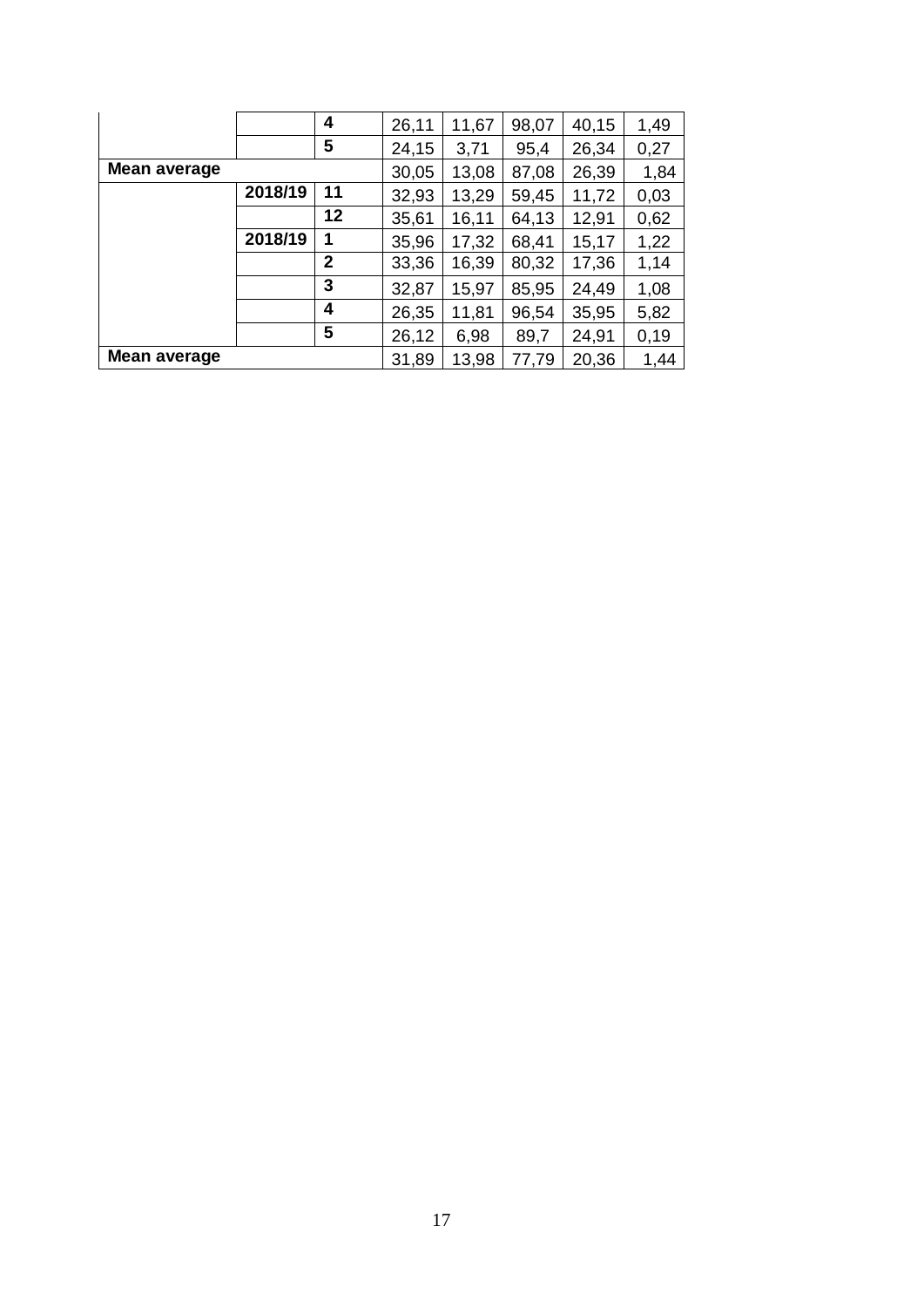| | | | | | | | |
|---|---|---|---|---|---|---|---|
| | | **4** | 26,11 | 11,67 | 98,07 | 40,15 | 1,49 |
| | | **5** | 24,15 | 3,71 | 95,4 | 26,34 | 0,27 |
| **Mean average** | | | 30,05 | 13,08 | 87,08 | 26,39 | 1,84 |
| | **2018/19** | **11** | 32,93 | 13,29 | 59,45 | 11,72 | 0,03 |
| | | **12** | 35,61 | 16,11 | 64,13 | 12,91 | 0,62 |
| | **2018/19** | **1** | 35,96 | 17,32 | 68,41 | 15,17 | 1,22 |
| | | **2** | 33,36 | 16,39 | 80,32 | 17,36 | 1,14 |
| | | **3** | 32,87 | 15,97 | 85,95 | 24,49 | 1,08 |
| | | **4** | 26,35 | 11,81 | 96,54 | 35,95 | 5,82 |
| | | **5** | 26,12 | 6,98 | 89,7 | 24,91 | 0,19 |
| **Mean average** | | | 31,89 | 13,98 | 77,79 | 20,36 | 1,44 |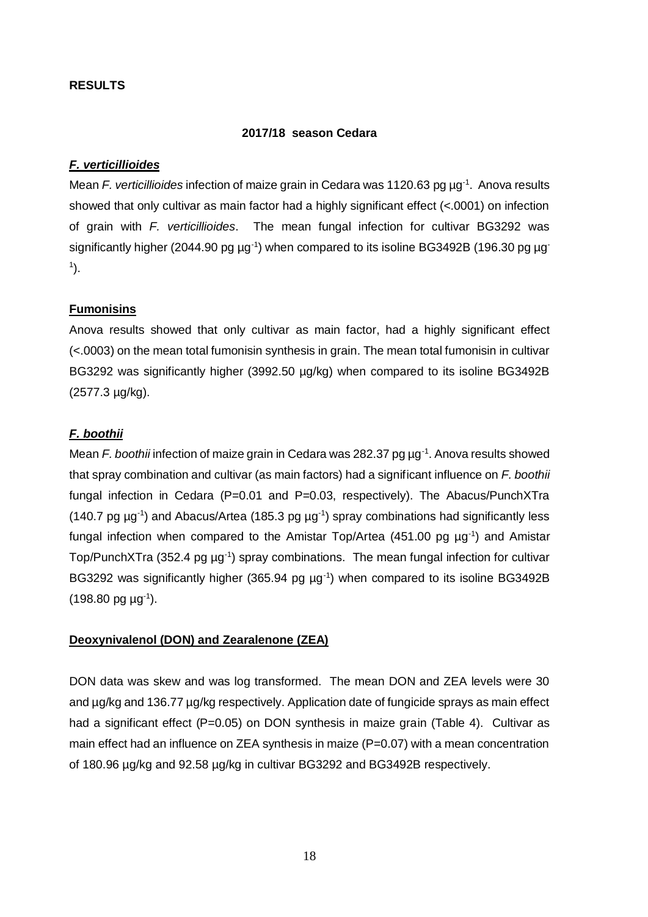## RESULTS

### 2017/18 season Cedara

#### ***F. verticillioides***

Mean *F. verticillioides* infection of maize grain in Cedara was 1120.63 pg $\mu g^{-1}$. Anova results showed that only cultivar as main factor had a highly significant effect (<.0001) on infection of grain with *F. verticillioides*. The mean fungal infection for cultivar BG3292 was significantly higher (2044.90 pg $\mu g^{-1}$) when compared to its isoline BG3492B (196.30 pg $\mu g^{-1}$).

#### **Fumonisins**

Anova results showed that only cultivar as main factor, had a highly significant effect (<.0003) on the mean total fumonisin synthesis in grain. The mean total fumonisin in cultivar BG3292 was significantly higher (3992.50 µg/kg) when compared to its isoline BG3492B (2577.3 µg/kg).

#### ***F. boothii***

Mean *F. boothii* infection of maize grain in Cedara was 282.37 pg $\mu g^{-1}$. Anova results showed that spray combination and cultivar (as main factors) had a significant influence on *F. boothii* fungal infection in Cedara (P=0.01 and P=0.03, respectively). The Abacus/PunchXTra (140.7 pg $\mu g^{-1}$) and Abacus/Artea (185.3 pg $\mu g^{-1}$) spray combinations had significantly less fungal infection when compared to the Amistar Top/Artea (451.00 pg $\mu g^{-1}$) and Amistar Top/PunchXTra (352.4 pg $\mu g^{-1}$) spray combinations. The mean fungal infection for cultivar BG3292 was significantly higher (365.94 pg $\mu g^{-1}$) when compared to its isoline BG3492B (198.80 pg $\mu g^{-1}$).

#### **Deoxynivalenol (DON) and Zearalenone (ZEA)**

DON data was skew and was log transformed. The mean DON and ZEA levels were 30 and µg/kg and 136.77 µg/kg respectively. Application date of fungicide sprays as main effect had a significant effect (P=0.05) on DON synthesis in maize grain (Table 4). Cultivar as main effect had an influence on ZEA synthesis in maize (P=0.07) with a mean concentration of 180.96 µg/kg and 92.58 µg/kg in cultivar BG3292 and BG3492B respectively.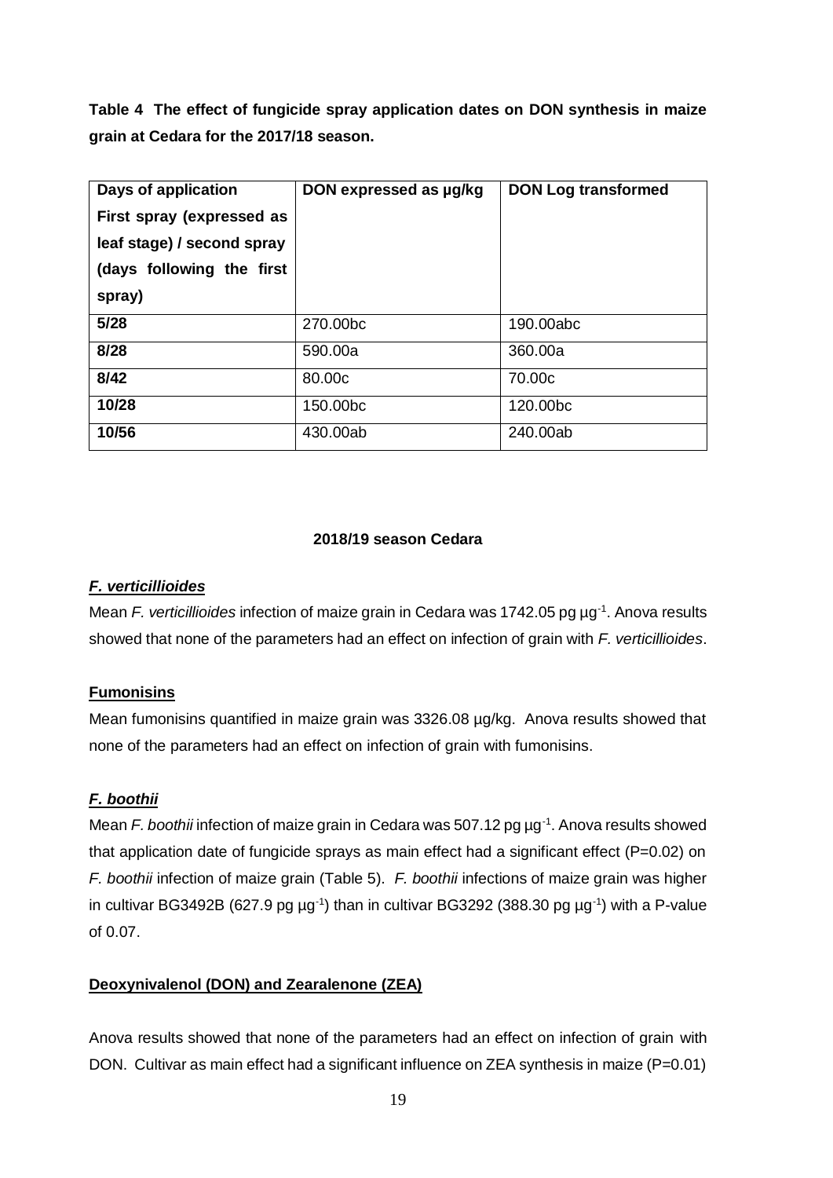**Table 4 The effect of fungicide spray application dates on DON synthesis in maize grain at Cedara for the 2017/18 season.**

| Days of application First spray (expressed as leaf stage) / second spray (days following the first spray) | DON expressed as µg/kg | DON Log transformed |
|---|---|---|
| **5/28** | 270.00bc | 190.00abc |
| **8/28** | 590.00a | 360.00a |
| **8/42** | 80.00c | 70.00c |
| **10/28** | 150.00bc | 120.00bc |
| **10/56** | 430.00ab | 240.00ab |

**2018/19 season Cedara**

***F. verticillioides***

Mean *F. verticillioides* infection of maize grain in Cedara was 1742.05 pg µg$^{-1}$. Anova results showed that none of the parameters had an effect on infection of grain with *F. verticillioides*.

**Fumonisins**

Mean fumonisins quantified in maize grain was 3326.08 µg/kg. Anova results showed that none of the parameters had an effect on infection of grain with fumonisins.

***F. boothii***

Mean *F. boothii* infection of maize grain in Cedara was 507.12 pg µg$^{-1}$. Anova results showed that application date of fungicide sprays as main effect had a significant effect (P=0.02) on *F. boothii* infection of maize grain (Table 5). *F. boothii* infections of maize grain was higher in cultivar BG3492B (627.9 pg µg$^{-1}$) than in cultivar BG3292 (388.30 pg µg$^{-1}$) with a P-value of 0.07.

**Deoxynivalenol (DON) and Zearalenone (ZEA)**

Anova results showed that none of the parameters had an effect on infection of grain with DON. Cultivar as main effect had a significant influence on ZEA synthesis in maize (P=0.01)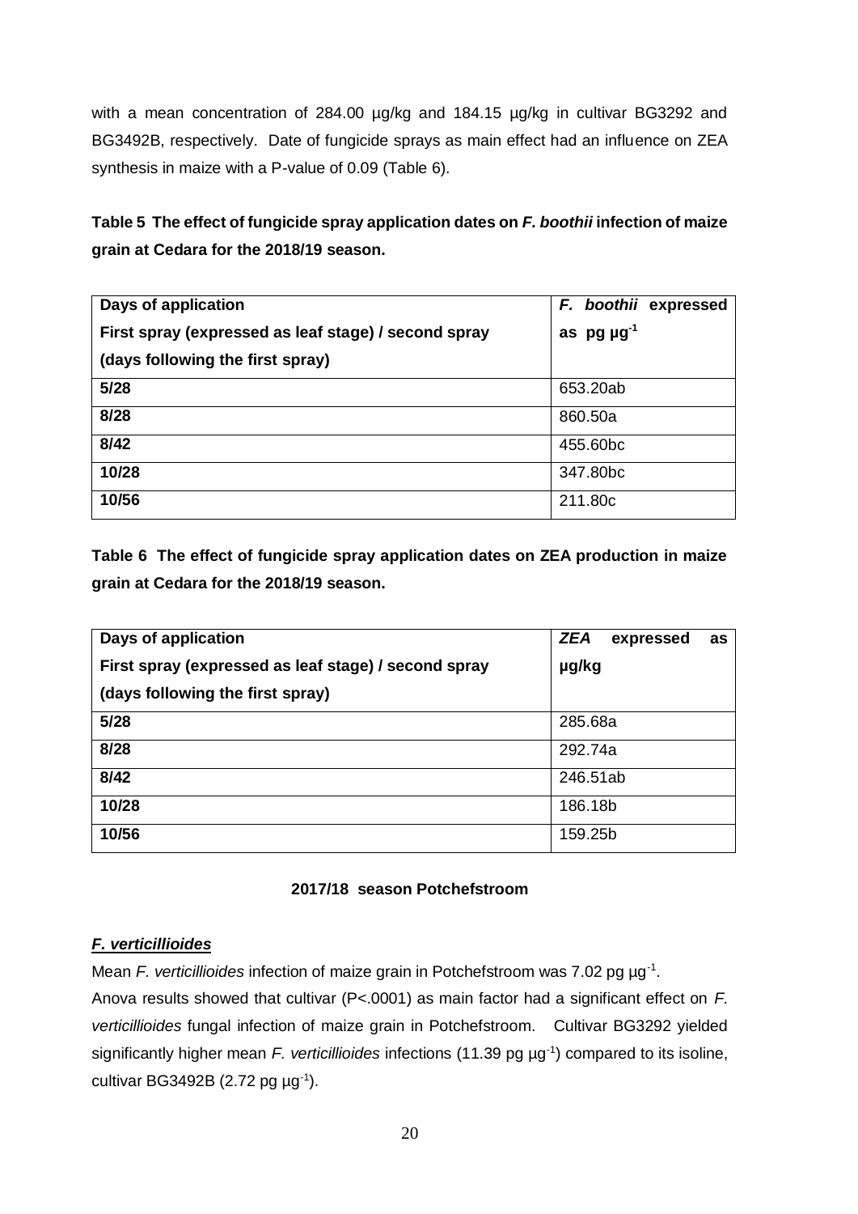with a mean concentration of 284.00 µg/kg and 184.15 µg/kg in cultivar BG3292 and BG3492B, respectively. Date of fungicide sprays as main effect had an influence on ZEA synthesis in maize with a P-value of 0.09 (Table 6).

**Table 5 The effect of fungicide spray application dates on *F. boothii* infection of maize grain at Cedara for the 2018/19 season.**

| Days of application<br>First spray (expressed as leaf stage) / second spray<br>(days following the first spray) | *F. boothii* expressed as pg $\mu g^{-1}$ |
|---|---|
| **5/28** | 653.20ab |
| **8/28** | 860.50a |
| **8/42** | 455.60bc |
| **10/28** | 347.80bc |
| **10/56** | 211.80c |

**Table 6 The effect of fungicide spray application dates on ZEA production in maize grain at Cedara for the 2018/19 season.**

| Days of application<br>First spray (expressed as leaf stage) / second spray<br>(days following the first spray) | *ZEA* expressed as µg/kg |
|---|---|
| **5/28** | 285.68a |
| **8/28** | 292.74a |
| **8/42** | 246.51ab |
| **10/28** | 186.18b |
| **10/56** | 159.25b |

### 2017/18 season Potchefstroom

***F. verticillioides***

Mean *F. verticillioides* infection of maize grain in Potchefstroom was 7.02 pg $\mu g^{-1}$.
Anova results showed that cultivar ($P<.0001$) as main factor had a significant effect on *F. verticillioides* fungal infection of maize grain in Potchefstroom. Cultivar BG3292 yielded significantly higher mean *F. verticillioides* infections (11.39 pg $\mu g^{-1}$) compared to its isoline, cultivar BG3492B (2.72 pg $\mu g^{-1}$).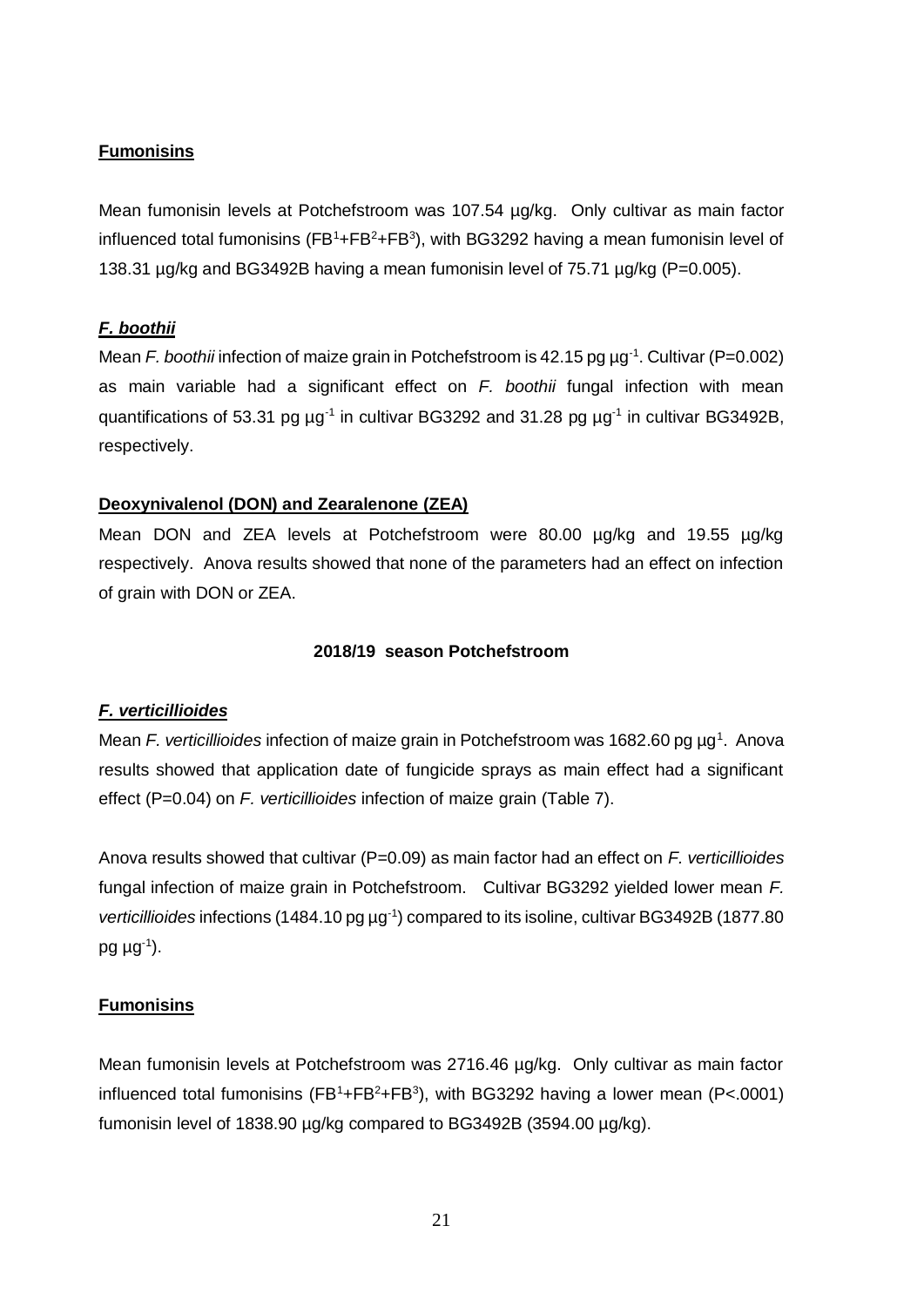**Fumonisins**

Mean fumonisin levels at Potchefstroom was 107.54 µg/kg. Only cultivar as main factor influenced total fumonisins ($FB^1$+$FB^2$+$FB^3$), with BG3292 having a mean fumonisin level of 138.31 µg/kg and BG3492B having a mean fumonisin level of 75.71 µg/kg (P=0.005).

***F. boothii***

Mean *F. boothii* infection of maize grain in Potchefstroom is 42.15 pg $\mu g^{-1}$. Cultivar (P=0.002) as main variable had a significant effect on *F. boothii* fungal infection with mean quantifications of 53.31 pg $\mu g^{-1}$ in cultivar BG3292 and 31.28 pg $\mu g^{-1}$ in cultivar BG3492B, respectively.

**Deoxynivalenol (DON) and Zearalenone (ZEA)**

Mean DON and ZEA levels at Potchefstroom were 80.00 µg/kg and 19.55 µg/kg respectively. Anova results showed that none of the parameters had an effect on infection of grain with DON or ZEA.

**2018/19 season Potchefstroom**

***F. verticillioides***

Mean *F. verticillioides* infection of maize grain in Potchefstroom was 1682.60 pg $\mu g^{1}$. Anova results showed that application date of fungicide sprays as main effect had a significant effect (P=0.04) on *F. verticillioides* infection of maize grain (Table 7).

Anova results showed that cultivar (P=0.09) as main factor had an effect on *F. verticillioides* fungal infection of maize grain in Potchefstroom. Cultivar BG3292 yielded lower mean *F. verticillioides* infections (1484.10 pg $\mu g^{-1}$) compared to its isoline, cultivar BG3492B (1877.80 pg $\mu g^{-1}$).

**Fumonisins**

Mean fumonisin levels at Potchefstroom was 2716.46 µg/kg. Only cultivar as main factor influenced total fumonisins ($FB^1$+$FB^2$+$FB^3$), with BG3292 having a lower mean (P<.0001) fumonisin level of 1838.90 µg/kg compared to BG3492B (3594.00 µg/kg).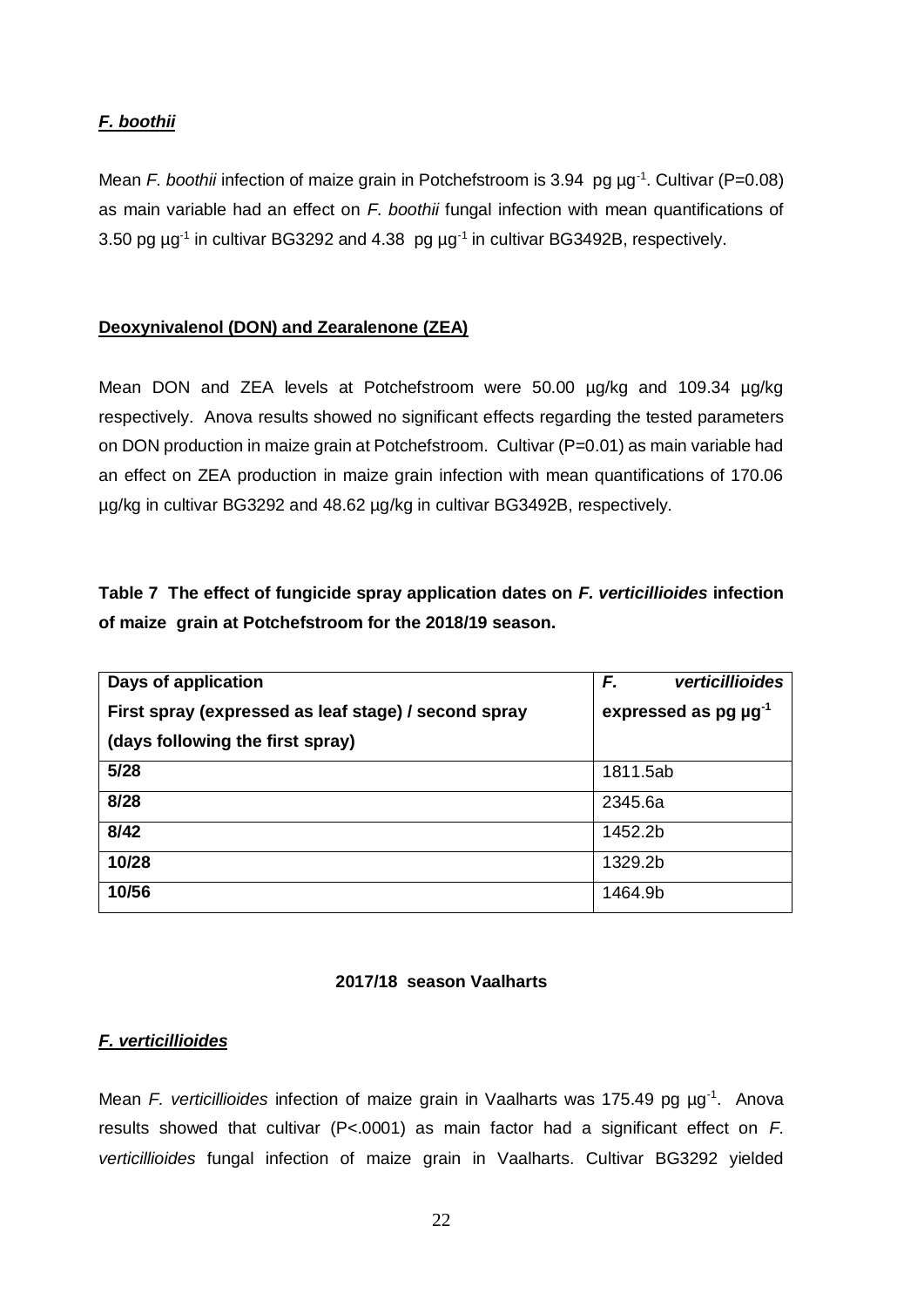### ***F. boothii***

Mean *F. boothii* infection of maize grain in Potchefstroom is 3.94 pg µg$^{-1}$. Cultivar (P=0.08) as main variable had an effect on *F. boothii* fungal infection with mean quantifications of 3.50 pg µg$^{-1}$ in cultivar BG3292 and 4.38 pg µg$^{-1}$ in cultivar BG3492B, respectively.

### **Deoxynivalenol (DON) and Zearalenone (ZEA)**

Mean DON and ZEA levels at Potchefstroom were 50.00 µg/kg and 109.34 µg/kg respectively. Anova results showed no significant effects regarding the tested parameters on DON production in maize grain at Potchefstroom. Cultivar (P=0.01) as main variable had an effect on ZEA production in maize grain infection with mean quantifications of 170.06 µg/kg in cultivar BG3292 and 48.62 µg/kg in cultivar BG3492B, respectively.

**Table 7 The effect of fungicide spray application dates on *F. verticillioides* infection of maize grain at Potchefstroom for the 2018/19 season.**

| Days of application<br>First spray (expressed as leaf stage) / second spray (days following the first spray) | *F. verticillioides* expressed as pg µg$^{-1}$ |
|---|---|
| **5/28** | 1811.5ab |
| **8/28** | 2345.6a |
| **8/42** | 1452.2b |
| **10/28** | 1329.2b |
| **10/56** | 1464.9b |

## **2017/18 season Vaalharts**

### ***F. verticillioides***

Mean *F. verticillioides* infection of maize grain in Vaalharts was 175.49 pg µg$^{-1}$. Anova results showed that cultivar (P<.0001) as main factor had a significant effect on *F. verticillioides* fungal infection of maize grain in Vaalharts. Cultivar BG3292 yielded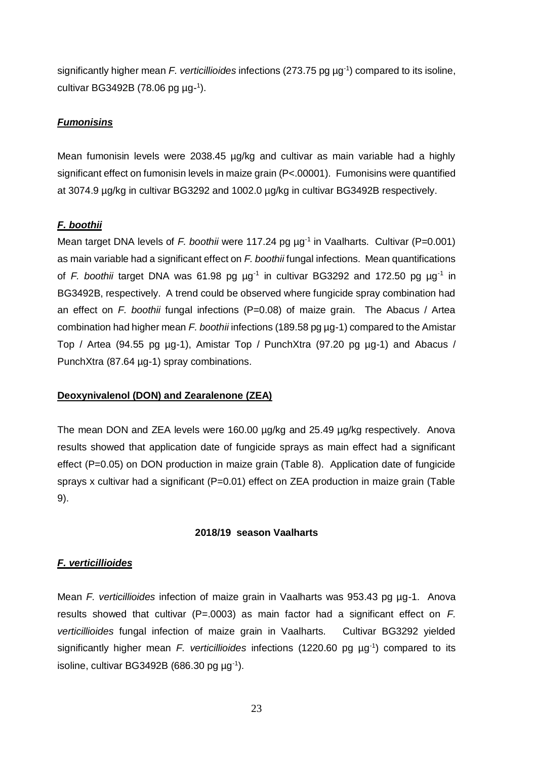significantly higher mean *F. verticillioides* infections (273.75 pg $\mu g^{-1}$) compared to its isoline, cultivar BG3492B (78.06 pg $\mu g^{-1}$).

***Fumonisins***

Mean fumonisin levels were 2038.45 µg/kg and cultivar as main variable had a highly significant effect on fumonisin levels in maize grain (P<.00001). Fumonisins were quantified at 3074.9 µg/kg in cultivar BG3292 and 1002.0 µg/kg in cultivar BG3492B respectively.

***F. boothii***

Mean target DNA levels of *F. boothii* were 117.24 pg $\mu g^{-1}$ in Vaalharts. Cultivar (P=0.001) as main variable had a significant effect on *F. boothii* fungal infections. Mean quantifications of *F. boothii* target DNA was 61.98 pg $\mu g^{-1}$ in cultivar BG3292 and 172.50 pg $\mu g^{-1}$ in BG3492B, respectively. A trend could be observed where fungicide spray combination had an effect on *F. boothii* fungal infections (P=0.08) of maize grain. The Abacus / Artea combination had higher mean *F. boothii* infections (189.58 pg µg-1) compared to the Amistar Top / Artea (94.55 pg µg-1), Amistar Top / PunchXtra (97.20 pg µg-1) and Abacus / PunchXtra (87.64 µg-1) spray combinations.

**Deoxynivalenol (DON) and Zearalenone (ZEA)**

The mean DON and ZEA levels were 160.00 µg/kg and 25.49 µg/kg respectively. Anova results showed that application date of fungicide sprays as main effect had a significant effect (P=0.05) on DON production in maize grain (Table 8). Application date of fungicide sprays x cultivar had a significant (P=0.01) effect on ZEA production in maize grain (Table 9).

**2018/19 season Vaalharts**

***F. verticillioides***

Mean *F. verticillioides* infection of maize grain in Vaalharts was 953.43 pg µg-1. Anova results showed that cultivar (P=.0003) as main factor had a significant effect on *F. verticillioides* fungal infection of maize grain in Vaalharts. Cultivar BG3292 yielded significantly higher mean *F. verticillioides* infections (1220.60 pg $\mu g^{-1}$) compared to its isoline, cultivar BG3492B (686.30 pg $\mu g^{-1}$).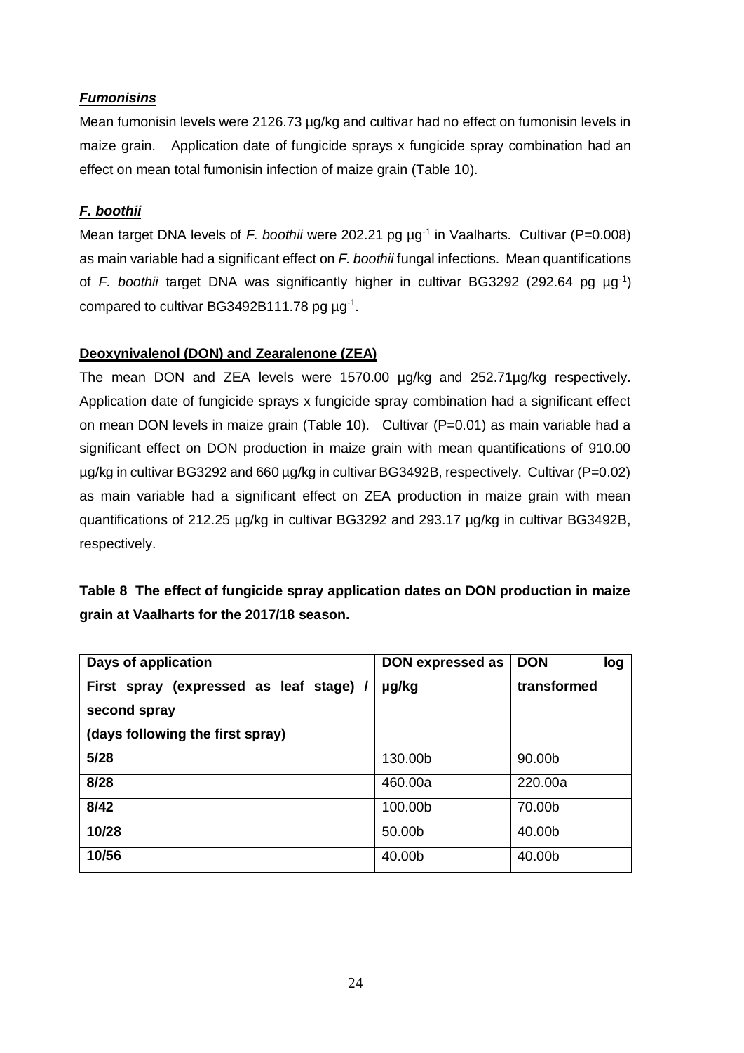***Fumonisins***

Mean fumonisin levels were 2126.73 µg/kg and cultivar had no effect on fumonisin levels in maize grain. Application date of fungicide sprays x fungicide spray combination had an effect on mean total fumonisin infection of maize grain (Table 10).

***F. boothii***

Mean target DNA levels of *F. boothii* were 202.21 pg $\mu g^{-1}$ in Vaalharts. Cultivar (P=0.008) as main variable had a significant effect on *F. boothii* fungal infections. Mean quantifications of *F. boothii* target DNA was significantly higher in cultivar BG3292 (292.64 pg $\mu g^{-1}$) compared to cultivar BG3492B111.78 pg $\mu g^{-1}$.

**Deoxynivalenol (DON) and Zearalenone (ZEA)**

The mean DON and ZEA levels were 1570.00 µg/kg and 252.71µg/kg respectively. Application date of fungicide sprays x fungicide spray combination had a significant effect on mean DON levels in maize grain (Table 10). Cultivar (P=0.01) as main variable had a significant effect on DON production in maize grain with mean quantifications of 910.00 µg/kg in cultivar BG3292 and 660 µg/kg in cultivar BG3492B, respectively. Cultivar (P=0.02) as main variable had a significant effect on ZEA production in maize grain with mean quantifications of 212.25 µg/kg in cultivar BG3292 and 293.17 µg/kg in cultivar BG3492B, respectively.

**Table 8 The effect of fungicide spray application dates on DON production in maize grain at Vaalharts for the 2017/18 season.**

| Days of application First spray (expressed as leaf stage) / second spray (days following the first spray) | DON expressed as µg/kg | DON log transformed |
|---|---|---|
| **5/28** | 130.00b | 90.00b |
| **8/28** | 460.00a | 220.00a |
| **8/42** | 100.00b | 70.00b |
| **10/28** | 50.00b | 40.00b |
| **10/56** | 40.00b | 40.00b |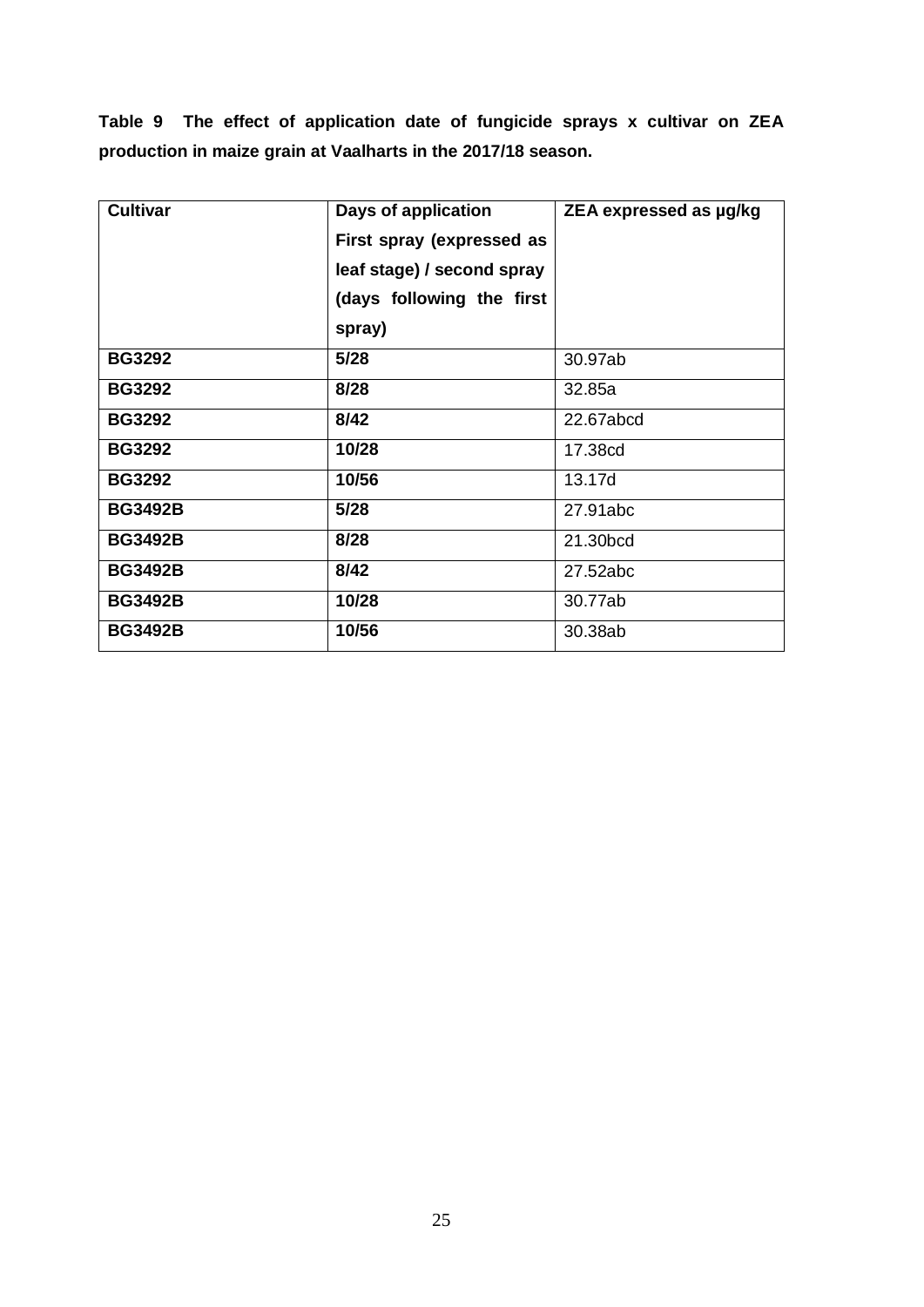**Table 9 The effect of application date of fungicide sprays x cultivar on ZEA production in maize grain at Vaalharts in the 2017/18 season.**

| Cultivar | Days of application First spray (expressed as leaf stage) / second spray (days following the first spray) | ZEA expressed as µg/kg |
|---|---|---|
| **BG3292** | **5/28** | 30.97ab |
| **BG3292** | **8/28** | 32.85a |
| **BG3292** | **8/42** | 22.67abcd |
| **BG3292** | **10/28** | 17.38cd |
| **BG3292** | **10/56** | 13.17d |
| **BG3492B** | **5/28** | 27.91abc |
| **BG3492B** | **8/28** | 21.30bcd |
| **BG3492B** | **8/42** | 27.52abc |
| **BG3492B** | **10/28** | 30.77ab |
| **BG3492B** | **10/56** | 30.38ab |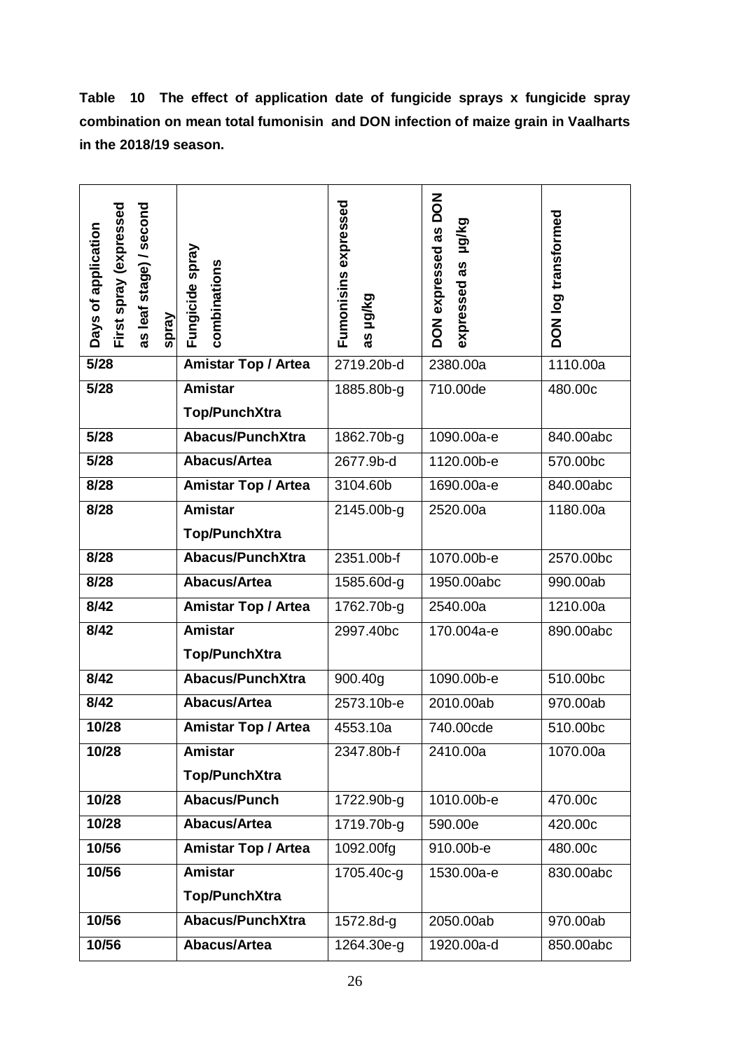**Table 10 The effect of application date of fungicide sprays x fungicide spray combination on mean total fumonisin and DON infection of maize grain in Vaalharts in the 2018/19 season.**

| Days of application First spray (expressed as leaf stage) / second spray | Fungicide spray combinations | Fumonisins expressed as µg/kg | DON expressed as DON expressed as µg/kg | DON log transformed |
|---|---|---|---|---|
| 5/28 | Amistar Top / Artea | 2719.20b-d | 2380.00a | 1110.00a |
| 5/28 | Amistar Top/PunchXtra | 1885.80b-g | 710.00de | 480.00c |
| 5/28 | Abacus/PunchXtra | 1862.70b-g | 1090.00a-e | 840.00abc |
| 5/28 | Abacus/Artea | 2677.9b-d | 1120.00b-e | 570.00bc |
| 8/28 | Amistar Top / Artea | 3104.60b | 1690.00a-e | 840.00abc |
| 8/28 | Amistar Top/PunchXtra | 2145.00b-g | 2520.00a | 1180.00a |
| 8/28 | Abacus/PunchXtra | 2351.00b-f | 1070.00b-e | 2570.00bc |
| 8/28 | Abacus/Artea | 1585.60d-g | 1950.00abc | 990.00ab |
| 8/42 | Amistar Top / Artea | 1762.70b-g | 2540.00a | 1210.00a |
| 8/42 | Amistar Top/PunchXtra | 2997.40bc | 170.004a-e | 890.00abc |
| 8/42 | Abacus/PunchXtra | 900.40g | 1090.00b-e | 510.00bc |
| 8/42 | Abacus/Artea | 2573.10b-e | 2010.00ab | 970.00ab |
| 10/28 | Amistar Top / Artea | 4553.10a | 740.00cde | 510.00bc |
| 10/28 | Amistar Top/PunchXtra | 2347.80b-f | 2410.00a | 1070.00a |
| 10/28 | Abacus/Punch | 1722.90b-g | 1010.00b-e | 470.00c |
| 10/28 | Abacus/Artea | 1719.70b-g | 590.00e | 420.00c |
| 10/56 | Amistar Top / Artea | 1092.00fg | 910.00b-e | 480.00c |
| 10/56 | Amistar Top/PunchXtra | 1705.40c-g | 1530.00a-e | 830.00abc |
| 10/56 | Abacus/PunchXtra | 1572.8d-g | 2050.00ab | 970.00ab |
| 10/56 | Abacus/Artea | 1264.30e-g | 1920.00a-d | 850.00abc |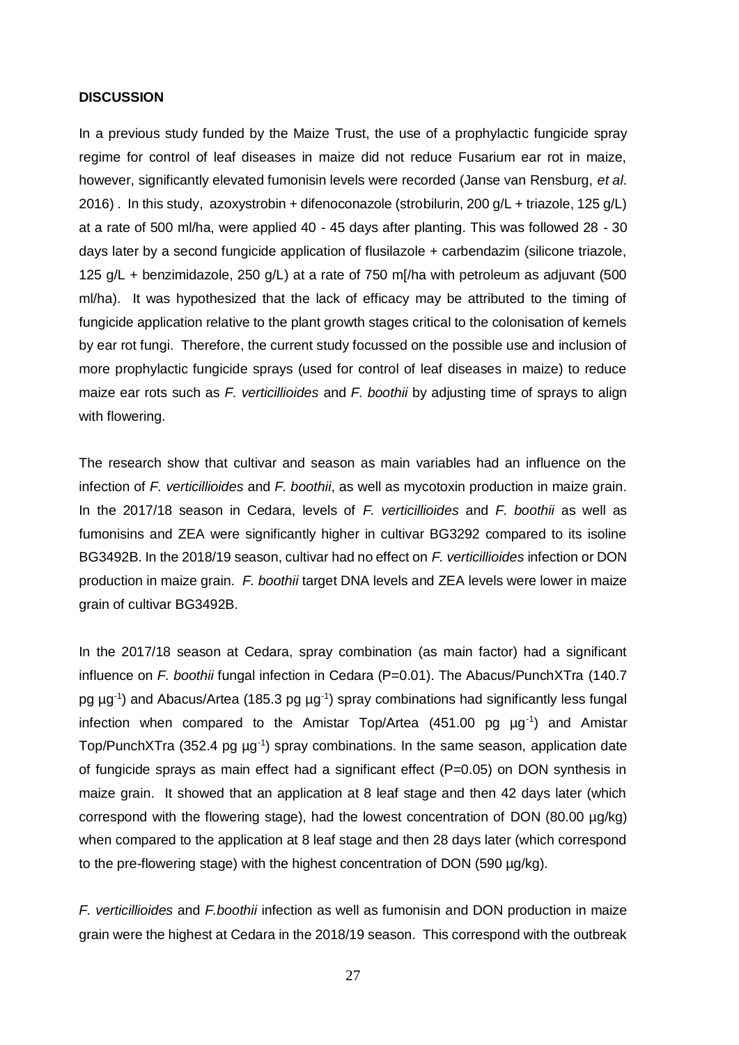**DISCUSSION**

In a previous study funded by the Maize Trust, the use of a prophylactic fungicide spray regime for control of leaf diseases in maize did not reduce Fusarium ear rot in maize, however, significantly elevated fumonisin levels were recorded (Janse van Rensburg, *et al*. 2016) . In this study, azoxystrobin + difenoconazole (strobilurin, 200 g/L + triazole, 125 g/L) at a rate of 500 ml/ha, were applied 40 - 45 days after planting. This was followed 28 - 30 days later by a second fungicide application of flusilazole + carbendazim (silicone triazole, 125 g/L + benzimidazole, 250 g/L) at a rate of 750 m[/ha with petroleum as adjuvant (500 ml/ha). It was hypothesized that the lack of efficacy may be attributed to the timing of fungicide application relative to the plant growth stages critical to the colonisation of kernels by ear rot fungi. Therefore, the current study focussed on the possible use and inclusion of more prophylactic fungicide sprays (used for control of leaf diseases in maize) to reduce maize ear rots such as *F. verticillioides* and *F. boothii* by adjusting time of sprays to align with flowering.

The research show that cultivar and season as main variables had an influence on the infection of *F. verticillioides* and *F. boothii*, as well as mycotoxin production in maize grain. In the 2017/18 season in Cedara, levels of *F. verticillioides* and *F. boothii* as well as fumonisins and ZEA were significantly higher in cultivar BG3292 compared to its isoline BG3492B. In the 2018/19 season, cultivar had no effect on *F. verticillioides* infection or DON production in maize grain. *F. boothii* target DNA levels and ZEA levels were lower in maize grain of cultivar BG3492B.

In the 2017/18 season at Cedara, spray combination (as main factor) had a significant influence on *F. boothii* fungal infection in Cedara (P=0.01). The Abacus/PunchXTra (140.7 pg µg$^{-1}$) and Abacus/Artea (185.3 pg µg$^{-1}$) spray combinations had significantly less fungal infection when compared to the Amistar Top/Artea (451.00 pg µg$^{-1}$) and Amistar Top/PunchXTra (352.4 pg µg$^{-1}$) spray combinations. In the same season, application date of fungicide sprays as main effect had a significant effect (P=0.05) on DON synthesis in maize grain. It showed that an application at 8 leaf stage and then 42 days later (which correspond with the flowering stage), had the lowest concentration of DON (80.00 µg/kg) when compared to the application at 8 leaf stage and then 28 days later (which correspond to the pre-flowering stage) with the highest concentration of DON (590 µg/kg).

*F. verticillioides* and *F.boothii* infection as well as fumonisin and DON production in maize grain were the highest at Cedara in the 2018/19 season. This correspond with the outbreak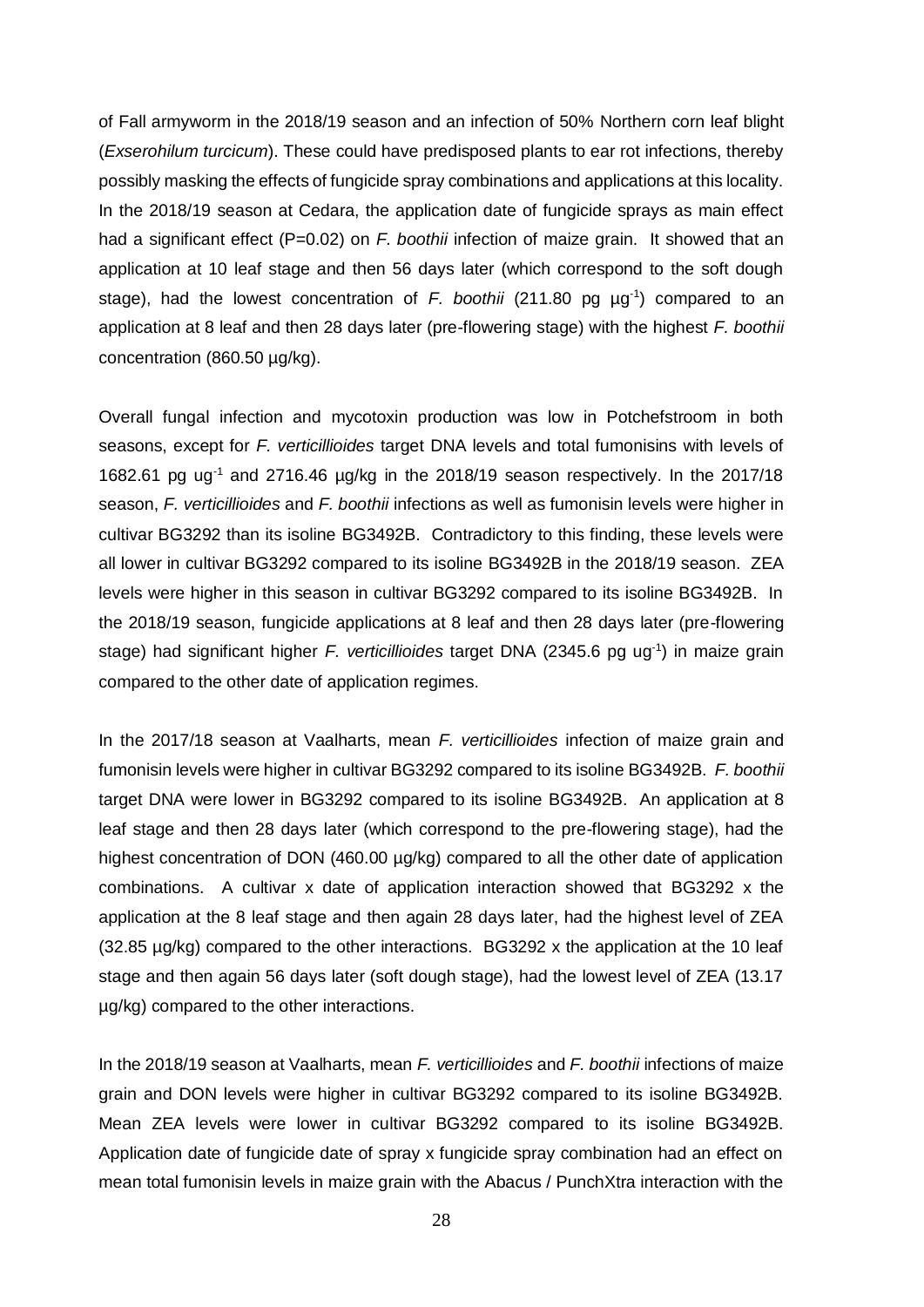of Fall armyworm in the 2018/19 season and an infection of 50% Northern corn leaf blight (*Exserohilum turcicum*). These could have predisposed plants to ear rot infections, thereby possibly masking the effects of fungicide spray combinations and applications at this locality. In the 2018/19 season at Cedara, the application date of fungicide sprays as main effect had a significant effect (P=0.02) on *F. boothii* infection of maize grain. It showed that an application at 10 leaf stage and then 56 days later (which correspond to the soft dough stage), had the lowest concentration of *F. boothii* (211.80 pg $\mu g^{-1}$) compared to an application at 8 leaf and then 28 days later (pre-flowering stage) with the highest *F. boothii* concentration (860.50 µg/kg).

Overall fungal infection and mycotoxin production was low in Potchefstroom in both seasons, except for *F. verticillioides* target DNA levels and total fumonisins with levels of 1682.61 pg $ug^{-1}$ and 2716.46 µg/kg in the 2018/19 season respectively. In the 2017/18 season, *F. verticillioides* and *F. boothii* infections as well as fumonisin levels were higher in cultivar BG3292 than its isoline BG3492B. Contradictory to this finding, these levels were all lower in cultivar BG3292 compared to its isoline BG3492B in the 2018/19 season. ZEA levels were higher in this season in cultivar BG3292 compared to its isoline BG3492B. In the 2018/19 season, fungicide applications at 8 leaf and then 28 days later (pre-flowering stage) had significant higher *F. verticillioides* target DNA (2345.6 pg $ug^{-1}$) in maize grain compared to the other date of application regimes.

In the 2017/18 season at Vaalharts, mean *F. verticillioides* infection of maize grain and fumonisin levels were higher in cultivar BG3292 compared to its isoline BG3492B. *F. boothii* target DNA were lower in BG3292 compared to its isoline BG3492B. An application at 8 leaf stage and then 28 days later (which correspond to the pre-flowering stage), had the highest concentration of DON (460.00 µg/kg) compared to all the other date of application combinations. A cultivar x date of application interaction showed that BG3292 x the application at the 8 leaf stage and then again 28 days later, had the highest level of ZEA (32.85 µg/kg) compared to the other interactions. BG3292 x the application at the 10 leaf stage and then again 56 days later (soft dough stage), had the lowest level of ZEA (13.17 µg/kg) compared to the other interactions.

In the 2018/19 season at Vaalharts, mean *F. verticillioides* and *F. boothii* infections of maize grain and DON levels were higher in cultivar BG3292 compared to its isoline BG3492B. Mean ZEA levels were lower in cultivar BG3292 compared to its isoline BG3492B. Application date of fungicide date of spray x fungicide spray combination had an effect on mean total fumonisin levels in maize grain with the Abacus / PunchXtra interaction with the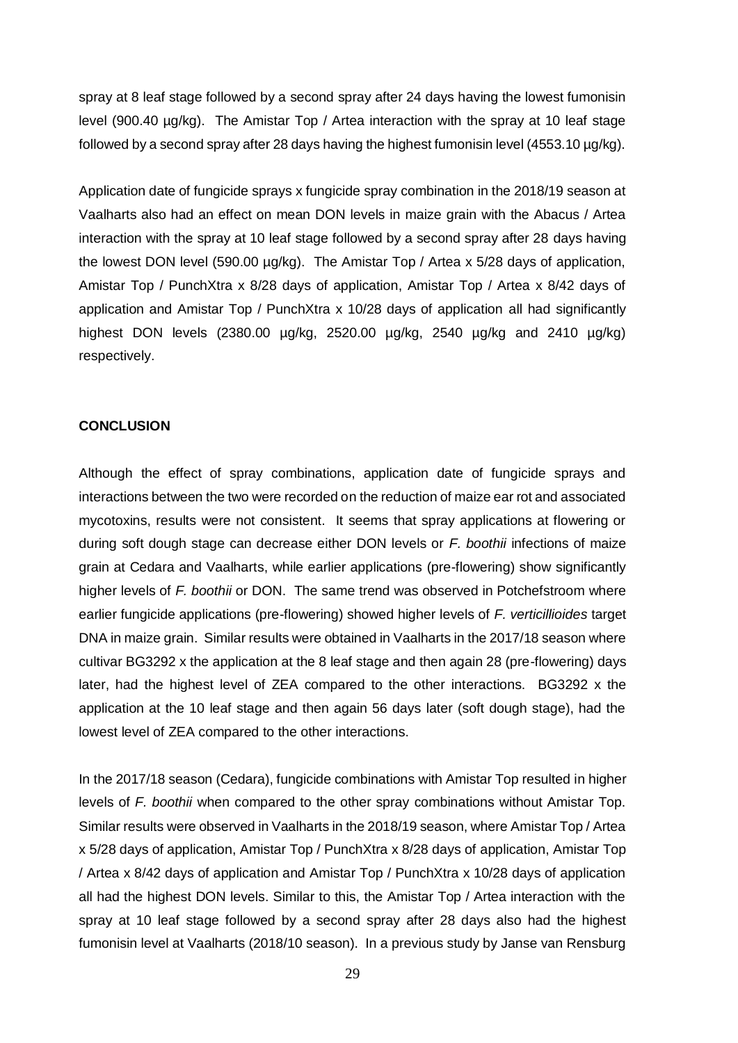spray at 8 leaf stage followed by a second spray after 24 days having the lowest fumonisin level (900.40 µg/kg). The Amistar Top / Artea interaction with the spray at 10 leaf stage followed by a second spray after 28 days having the highest fumonisin level (4553.10 µg/kg).

Application date of fungicide sprays x fungicide spray combination in the 2018/19 season at Vaalharts also had an effect on mean DON levels in maize grain with the Abacus / Artea interaction with the spray at 10 leaf stage followed by a second spray after 28 days having the lowest DON level (590.00 µg/kg). The Amistar Top / Artea x 5/28 days of application, Amistar Top / PunchXtra x 8/28 days of application, Amistar Top / Artea x 8/42 days of application and Amistar Top / PunchXtra x 10/28 days of application all had significantly highest DON levels (2380.00 µg/kg, 2520.00 µg/kg, 2540 µg/kg and 2410 µg/kg) respectively.

## CONCLUSION

Although the effect of spray combinations, application date of fungicide sprays and interactions between the two were recorded on the reduction of maize ear rot and associated mycotoxins, results were not consistent. It seems that spray applications at flowering or during soft dough stage can decrease either DON levels or *F. boothii* infections of maize grain at Cedara and Vaalharts, while earlier applications (pre-flowering) show significantly higher levels of *F. boothii* or DON. The same trend was observed in Potchefstroom where earlier fungicide applications (pre-flowering) showed higher levels of *F. verticillioides* target DNA in maize grain. Similar results were obtained in Vaalharts in the 2017/18 season where cultivar BG3292 x the application at the 8 leaf stage and then again 28 (pre-flowering) days later, had the highest level of ZEA compared to the other interactions. BG3292 x the application at the 10 leaf stage and then again 56 days later (soft dough stage), had the lowest level of ZEA compared to the other interactions.

In the 2017/18 season (Cedara), fungicide combinations with Amistar Top resulted in higher levels of *F. boothii* when compared to the other spray combinations without Amistar Top. Similar results were observed in Vaalharts in the 2018/19 season, where Amistar Top / Artea x 5/28 days of application, Amistar Top / PunchXtra x 8/28 days of application, Amistar Top / Artea x 8/42 days of application and Amistar Top / PunchXtra x 10/28 days of application all had the highest DON levels. Similar to this, the Amistar Top / Artea interaction with the spray at 10 leaf stage followed by a second spray after 28 days also had the highest fumonisin level at Vaalharts (2018/10 season). In a previous study by Janse van Rensburg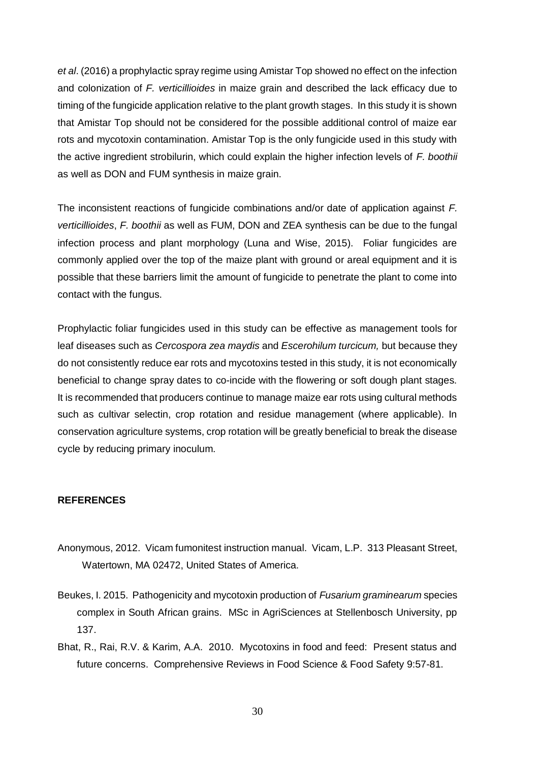*et al*. (2016) a prophylactic spray regime using Amistar Top showed no effect on the infection and colonization of *F. verticillioides* in maize grain and described the lack efficacy due to timing of the fungicide application relative to the plant growth stages. In this study it is shown that Amistar Top should not be considered for the possible additional control of maize ear rots and mycotoxin contamination. Amistar Top is the only fungicide used in this study with the active ingredient strobilurin, which could explain the higher infection levels of *F. boothii* as well as DON and FUM synthesis in maize grain.

The inconsistent reactions of fungicide combinations and/or date of application against *F. verticillioides*, *F. boothii* as well as FUM, DON and ZEA synthesis can be due to the fungal infection process and plant morphology (Luna and Wise, 2015). Foliar fungicides are commonly applied over the top of the maize plant with ground or areal equipment and it is possible that these barriers limit the amount of fungicide to penetrate the plant to come into contact with the fungus.

Prophylactic foliar fungicides used in this study can be effective as management tools for leaf diseases such as *Cercospora zea maydis* and *Escerohilum turcicum,* but because they do not consistently reduce ear rots and mycotoxins tested in this study, it is not economically beneficial to change spray dates to co-incide with the flowering or soft dough plant stages. It is recommended that producers continue to manage maize ear rots using cultural methods such as cultivar selectin, crop rotation and residue management (where applicable). In conservation agriculture systems, crop rotation will be greatly beneficial to break the disease cycle by reducing primary inoculum.

## REFERENCES

Anonymous, 2012. Vicam fumonitest instruction manual. Vicam, L.P. 313 Pleasant Street, Watertown, MA 02472, United States of America.

Beukes, I. 2015. Pathogenicity and mycotoxin production of *Fusarium graminearum* species complex in South African grains. MSc in AgriSciences at Stellenbosch University, pp 137.

Bhat, R., Rai, R.V. & Karim, A.A. 2010. Mycotoxins in food and feed: Present status and future concerns. Comprehensive Reviews in Food Science & Food Safety 9:57-81.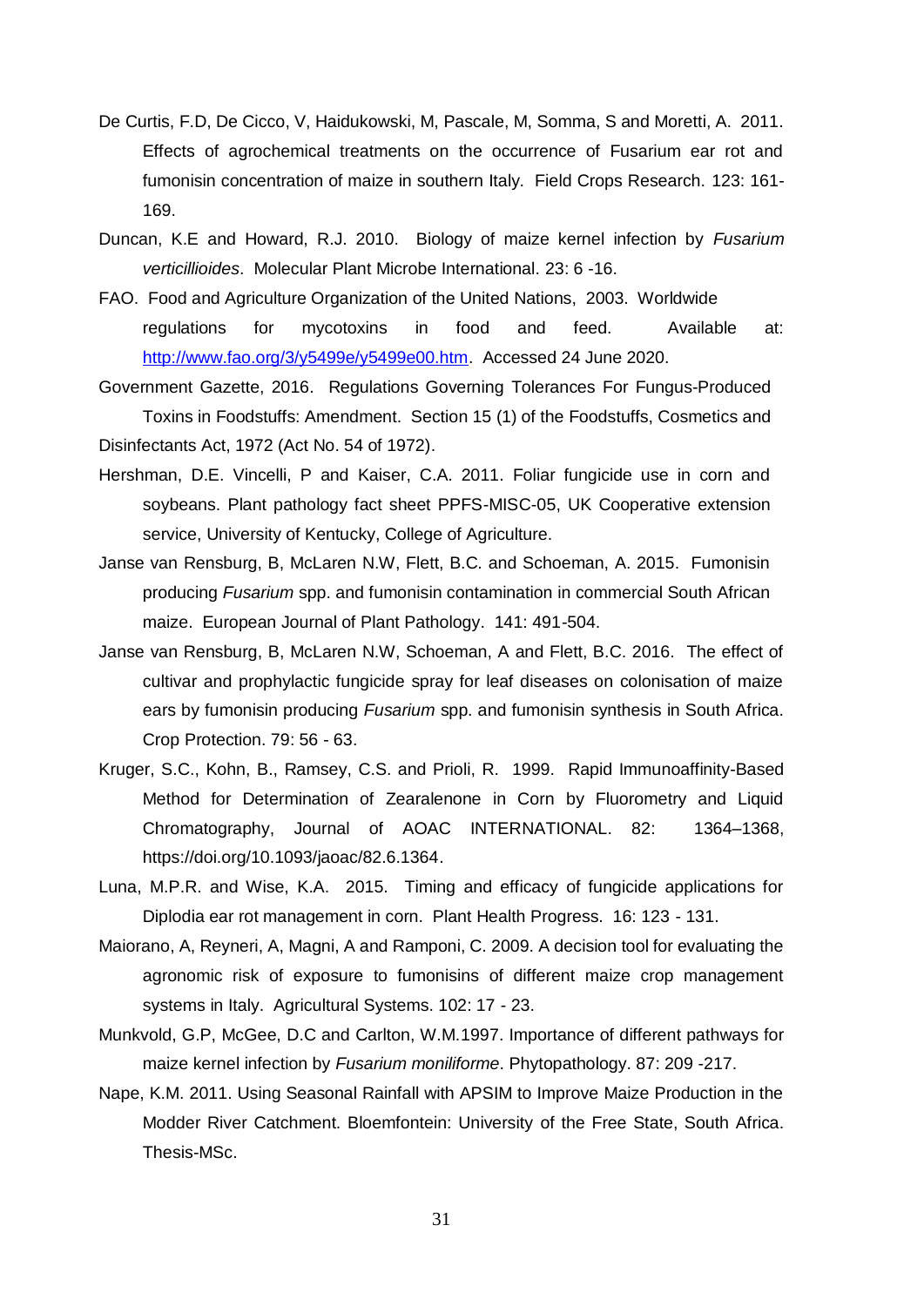De Curtis, F.D, De Cicco, V, Haidukowski, M, Pascale, M, Somma, S and Moretti, A. 2011. Effects of agrochemical treatments on the occurrence of Fusarium ear rot and fumonisin concentration of maize in southern Italy. Field Crops Research. 123: 161-169.

Duncan, K.E and Howard, R.J. 2010. Biology of maize kernel infection by *Fusarium verticillioides*. Molecular Plant Microbe International. 23: 6 -16.

FAO. Food and Agriculture Organization of the United Nations, 2003. Worldwide regulations for mycotoxins in food and feed. Available at: http://www.fao.org/3/y5499e/y5499e00.htm. Accessed 24 June 2020.

Government Gazette, 2016. Regulations Governing Tolerances For Fungus-Produced Toxins in Foodstuffs: Amendment. Section 15 (1) of the Foodstuffs, Cosmetics and Disinfectants Act, 1972 (Act No. 54 of 1972).

Hershman, D.E. Vincelli, P and Kaiser, C.A. 2011. Foliar fungicide use in corn and soybeans. Plant pathology fact sheet PPFS-MISC-05, UK Cooperative extension service, University of Kentucky, College of Agriculture.

Janse van Rensburg, B, McLaren N.W, Flett, B.C. and Schoeman, A. 2015. Fumonisin producing *Fusarium* spp. and fumonisin contamination in commercial South African maize. European Journal of Plant Pathology. 141: 491-504.

Janse van Rensburg, B, McLaren N.W, Schoeman, A and Flett, B.C. 2016. The effect of cultivar and prophylactic fungicide spray for leaf diseases on colonisation of maize ears by fumonisin producing *Fusarium* spp. and fumonisin synthesis in South Africa. Crop Protection. 79: 56 - 63.

Kruger, S.C., Kohn, B., Ramsey, C.S. and Prioli, R. 1999. Rapid Immunoaffinity-Based Method for Determination of Zearalenone in Corn by Fluorometry and Liquid Chromatography, Journal of AOAC INTERNATIONAL. 82: 1364–1368, https://doi.org/10.1093/jaoac/82.6.1364.

Luna, M.P.R. and Wise, K.A. 2015. Timing and efficacy of fungicide applications for Diplodia ear rot management in corn. Plant Health Progress. 16: 123 - 131.

Maiorano, A, Reyneri, A, Magni, A and Ramponi, C. 2009. A decision tool for evaluating the agronomic risk of exposure to fumonisins of different maize crop management systems in Italy. Agricultural Systems. 102: 17 - 23.

Munkvold, G.P, McGee, D.C and Carlton, W.M.1997. Importance of different pathways for maize kernel infection by *Fusarium moniliforme*. Phytopathology. 87: 209 -217.

Nape, K.M. 2011. Using Seasonal Rainfall with APSIM to Improve Maize Production in the Modder River Catchment. Bloemfontein: University of the Free State, South Africa. Thesis-MSc.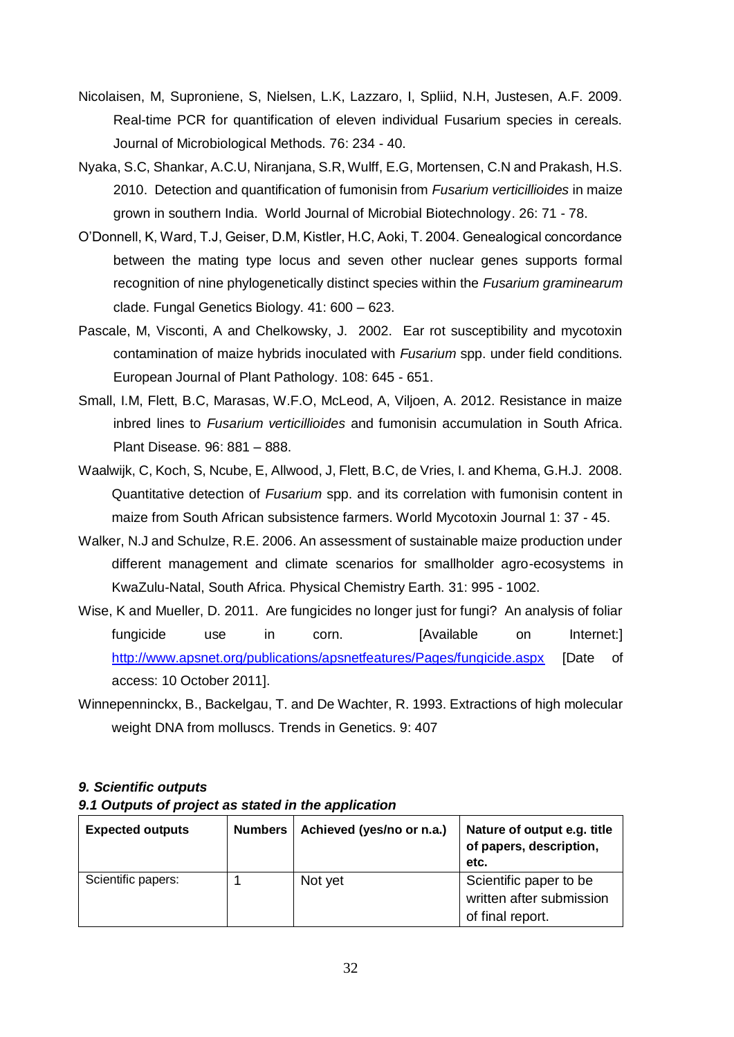Nicolaisen, M, Suproniene, S, Nielsen, L.K, Lazzaro, I, Spliid, N.H, Justesen, A.F. 2009. Real-time PCR for quantification of eleven individual Fusarium species in cereals. Journal of Microbiological Methods. 76: 234 - 40.

Nyaka, S.C, Shankar, A.C.U, Niranjana, S.R, Wulff, E.G, Mortensen, C.N and Prakash, H.S. 2010. Detection and quantification of fumonisin from *Fusarium verticillioides* in maize grown in southern India. World Journal of Microbial Biotechnology. 26: 71 - 78.

O'Donnell, K, Ward, T.J, Geiser, D.M, Kistler, H.C, Aoki, T. 2004. Genealogical concordance between the mating type locus and seven other nuclear genes supports formal recognition of nine phylogenetically distinct species within the *Fusarium graminearum* clade. Fungal Genetics Biology. 41: 600 – 623.

Pascale, M, Visconti, A and Chelkowsky, J. 2002. Ear rot susceptibility and mycotoxin contamination of maize hybrids inoculated with *Fusarium* spp. under field conditions. European Journal of Plant Pathology. 108: 645 - 651.

Small, I.M, Flett, B.C, Marasas, W.F.O, McLeod, A, Viljoen, A. 2012. Resistance in maize inbred lines to *Fusarium verticillioides* and fumonisin accumulation in South Africa. Plant Disease. 96: 881 – 888.

Waalwijk, C, Koch, S, Ncube, E, Allwood, J, Flett, B.C, de Vries, I. and Khema, G.H.J. 2008. Quantitative detection of *Fusarium* spp. and its correlation with fumonisin content in maize from South African subsistence farmers. World Mycotoxin Journal 1: 37 - 45.

Walker, N.J and Schulze, R.E. 2006. An assessment of sustainable maize production under different management and climate scenarios for smallholder agro-ecosystems in KwaZulu-Natal, South Africa. Physical Chemistry Earth. 31: 995 - 1002.

Wise, K and Mueller, D. 2011. Are fungicides no longer just for fungi? An analysis of foliar fungicide use in corn. [Available on Internet:] http://www.apsnet.org/publications/apsnetfeatures/Pages/fungicide.aspx [Date of access: 10 October 2011].

Winnepenninckx, B., Backelgau, T. and De Wachter, R. 1993. Extractions of high molecular weight DNA from molluscs. Trends in Genetics. 9: 407

### *9. Scientific outputs*

#### *9.1 Outputs of project as stated in the application*

| Expected outputs | Numbers | Achieved (yes/no or n.a.) | Nature of output e.g. title of papers, description, etc. |
|---|---|---|---|
| Scientific papers: | 1 | Not yet | Scientific paper to be written after submission of final report. |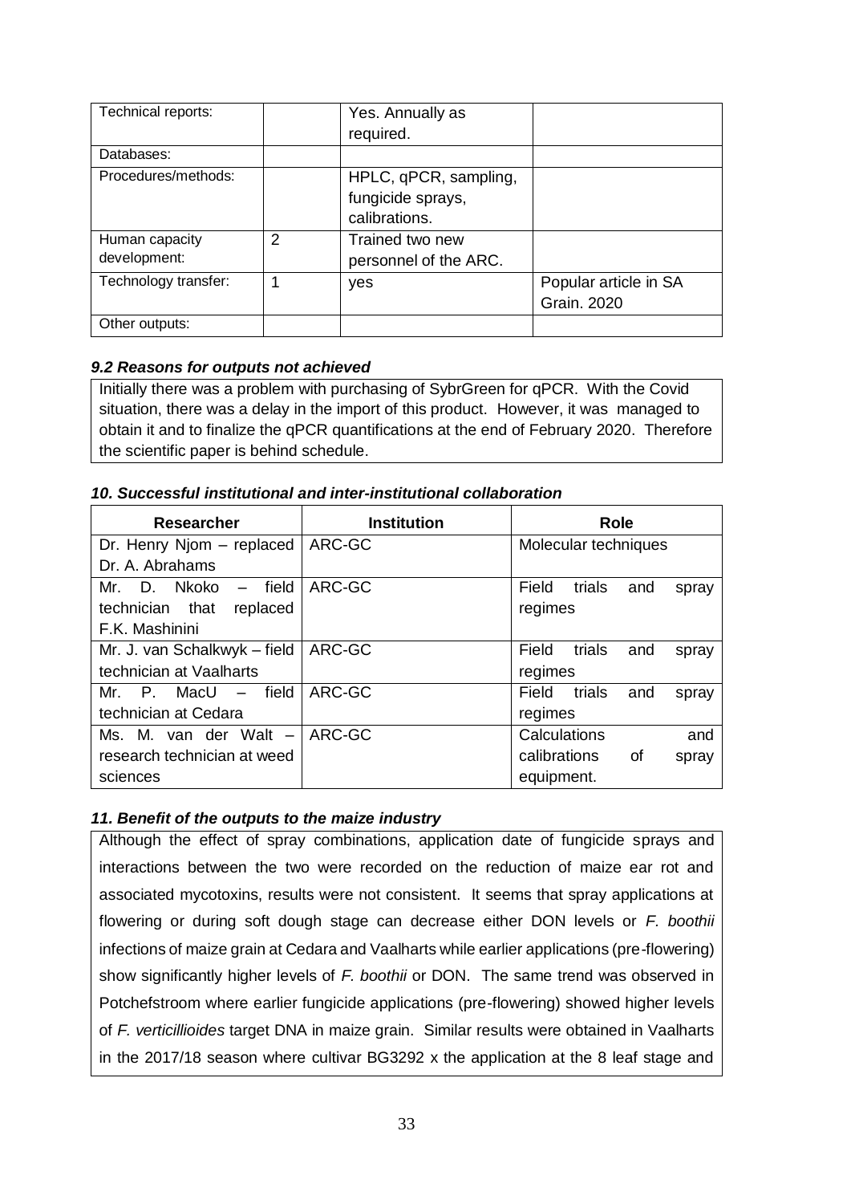| Technical reports: | | Yes. Annually as required. | |
|---|---|---|---|
| Databases: | | | |
| Procedures/methods: | | HPLC, qPCR, sampling, fungicide sprays, calibrations. | |
| Human capacity development: | 2 | Trained two new personnel of the ARC. | |
| Technology transfer: | 1 | yes | Popular article in SA Grain. 2020 |
| Other outputs: | | | |

### *9.2 Reasons for outputs not achieved*

Initially there was a problem with purchasing of SybrGreen for qPCR. With the Covid situation, there was a delay in the import of this product. However, it was managed to obtain it and to finalize the qPCR quantifications at the end of February 2020. Therefore the scientific paper is behind schedule.

### *10. Successful institutional and inter-institutional collaboration*

| Researcher | Institution | Role |
|---|---|---|
| Dr. Henry Njom – replaced Dr. A. Abrahams | ARC-GC | Molecular techniques |
| Mr. D. Nkoko – field technician that replaced F.K. Mashinini | ARC-GC | Field trials and spray regimes |
| Mr. J. van Schalkwyk – field technician at Vaalharts | ARC-GC | Field trials and spray regimes |
| Mr. P. MacU – field technician at Cedara | ARC-GC | Field trials and spray regimes |
| Ms. M. van der Walt – research technician at weed sciences | ARC-GC | Calculations and calibrations of spray equipment. |

### *11. Benefit of the outputs to the maize industry*

Although the effect of spray combinations, application date of fungicide sprays and interactions between the two were recorded on the reduction of maize ear rot and associated mycotoxins, results were not consistent. It seems that spray applications at flowering or during soft dough stage can decrease either DON levels or *F. boothii* infections of maize grain at Cedara and Vaalharts while earlier applications (pre-flowering) show significantly higher levels of *F. boothii* or DON. The same trend was observed in Potchefstroom where earlier fungicide applications (pre-flowering) showed higher levels of *F. verticillioides* target DNA in maize grain. Similar results were obtained in Vaalharts in the 2017/18 season where cultivar BG3292 x the application at the 8 leaf stage and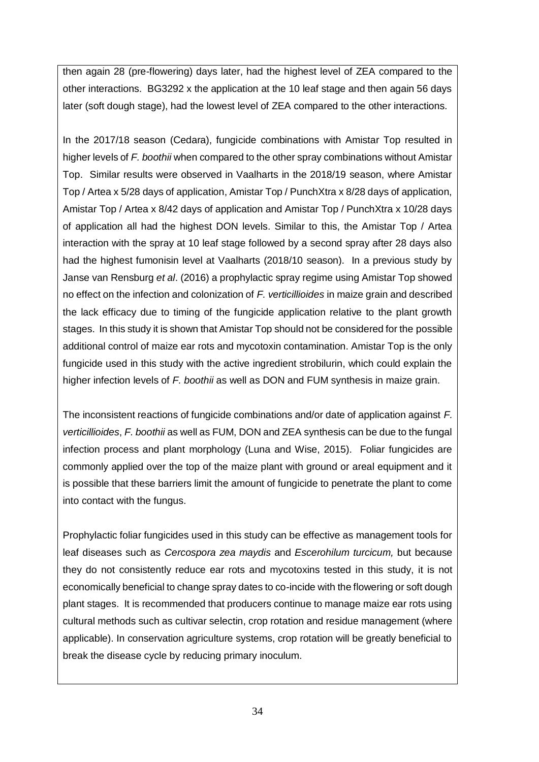then again 28 (pre-flowering) days later, had the highest level of ZEA compared to the other interactions. BG3292 x the application at the 10 leaf stage and then again 56 days later (soft dough stage), had the lowest level of ZEA compared to the other interactions.

In the 2017/18 season (Cedara), fungicide combinations with Amistar Top resulted in higher levels of *F. boothii* when compared to the other spray combinations without Amistar Top. Similar results were observed in Vaalharts in the 2018/19 season, where Amistar Top / Artea x 5/28 days of application, Amistar Top / PunchXtra x 8/28 days of application, Amistar Top / Artea x 8/42 days of application and Amistar Top / PunchXtra x 10/28 days of application all had the highest DON levels. Similar to this, the Amistar Top / Artea interaction with the spray at 10 leaf stage followed by a second spray after 28 days also had the highest fumonisin level at Vaalharts (2018/10 season). In a previous study by Janse van Rensburg *et al*. (2016) a prophylactic spray regime using Amistar Top showed no effect on the infection and colonization of *F. verticillioides* in maize grain and described the lack efficacy due to timing of the fungicide application relative to the plant growth stages. In this study it is shown that Amistar Top should not be considered for the possible additional control of maize ear rots and mycotoxin contamination. Amistar Top is the only fungicide used in this study with the active ingredient strobilurin, which could explain the higher infection levels of *F. boothii* as well as DON and FUM synthesis in maize grain.

The inconsistent reactions of fungicide combinations and/or date of application against *F. verticillioides*, *F. boothii* as well as FUM, DON and ZEA synthesis can be due to the fungal infection process and plant morphology (Luna and Wise, 2015). Foliar fungicides are commonly applied over the top of the maize plant with ground or areal equipment and it is possible that these barriers limit the amount of fungicide to penetrate the plant to come into contact with the fungus.

Prophylactic foliar fungicides used in this study can be effective as management tools for leaf diseases such as *Cercospora zea maydis* and *Escerohilum turcicum,* but because they do not consistently reduce ear rots and mycotoxins tested in this study, it is not economically beneficial to change spray dates to co-incide with the flowering or soft dough plant stages. It is recommended that producers continue to manage maize ear rots using cultural methods such as cultivar selectin, crop rotation and residue management (where applicable). In conservation agriculture systems, crop rotation will be greatly beneficial to break the disease cycle by reducing primary inoculum.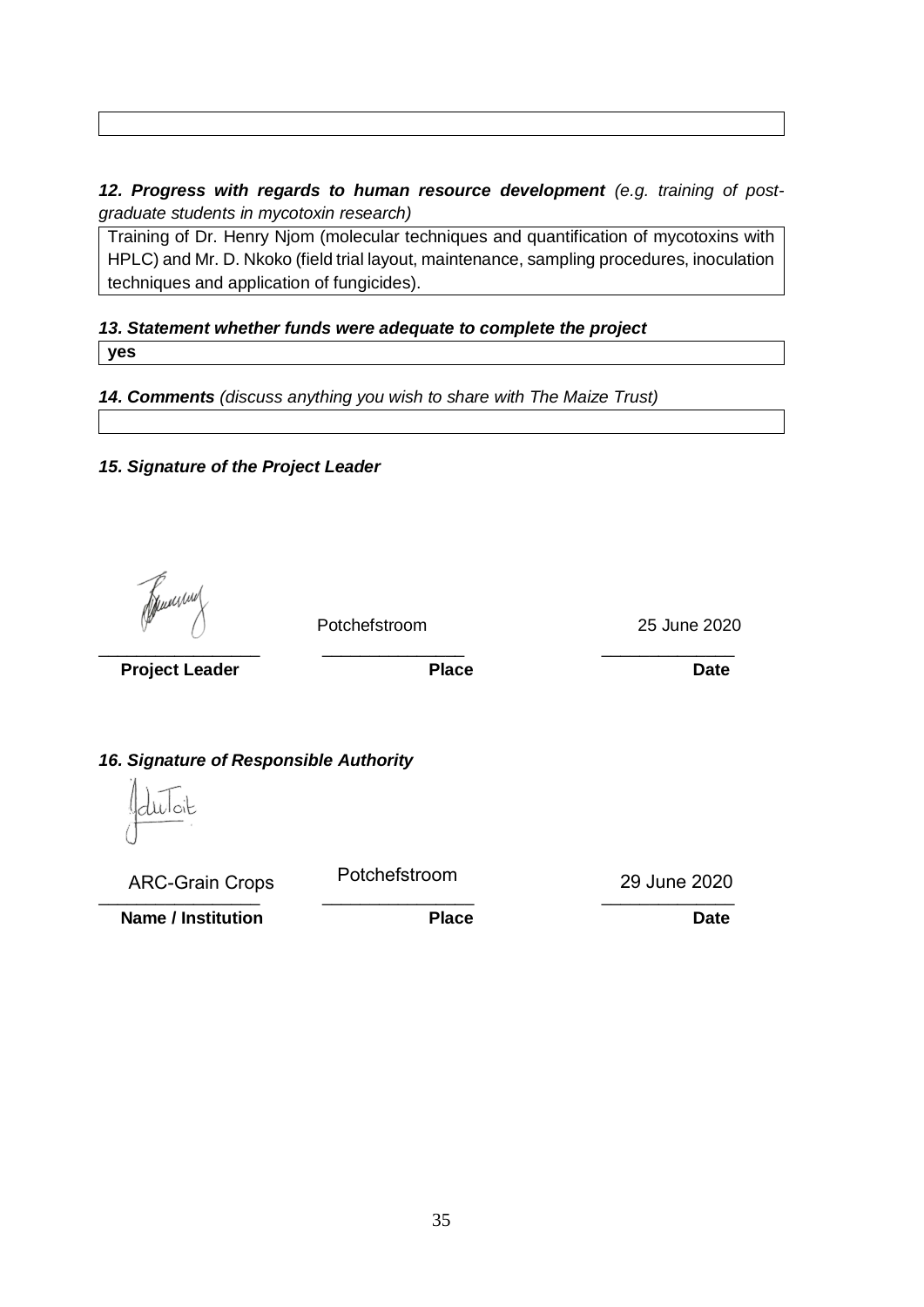***12. Progress with regards to human resource development*** *(e.g. training of post-graduate students in mycotoxin research)*

Training of Dr. Henry Njom (molecular techniques and quantification of mycotoxins with HPLC) and Mr. D. Nkoko (field trial layout, maintenance, sampling procedures, inoculation techniques and application of fungicides).

***13. Statement whether funds were adequate to complete the project***

**yes**

***14. Comments*** *(discuss anything you wish to share with The Maize Trust)*

***15. Signature of the Project Leader***

| Project Leader | Place | Date |
|---|---|---|
| | Potchefstroom | 25 June 2020 |

***16. Signature of Responsible Authority***

| Name / Institution | Place | Date |
|---|---|---|
| ARC-Grain Crops | Potchefstroom | 29 June 2020 |